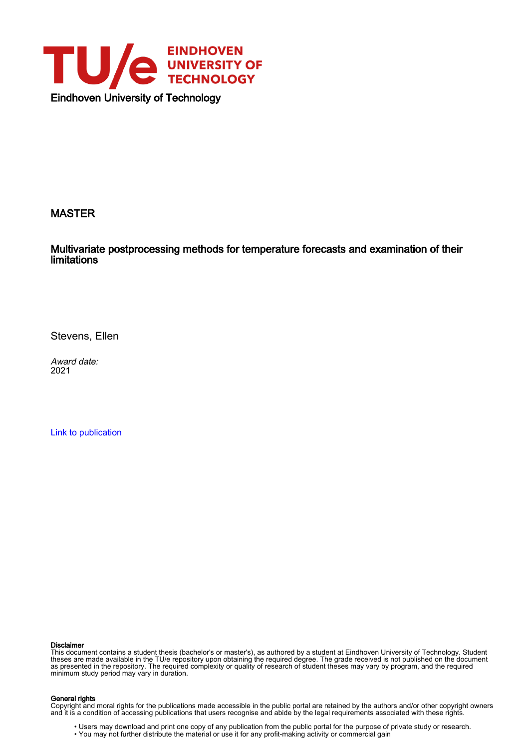Eindhoven University of Technology

MASTER

# Multivariate postprocessing methods for temperature forecasts and examination of their limitations

Stevens, Ellen

*Award date:*
2021

Link to publication

**Disclaimer**
This document contains a student thesis (bachelor's or master's), as authored by a student at Eindhoven University of Technology. Student theses are made available in the TU/e repository upon obtaining the required degree. The grade received is not published on the document as presented in the repository. The required complexity or quality of research of student theses may vary by program, and the required minimum study period may vary in duration.

**General rights**
Copyright and moral rights for the publications made accessible in the public portal are retained by the authors and/or other copyright owners and it is a condition of accessing publications that users recognise and abide by the legal requirements associated with these rights.

- Users may download and print one copy of any publication from the public portal for the purpose of private study or research.
- You may not further distribute the material or use it for any profit-making activity or commercial gain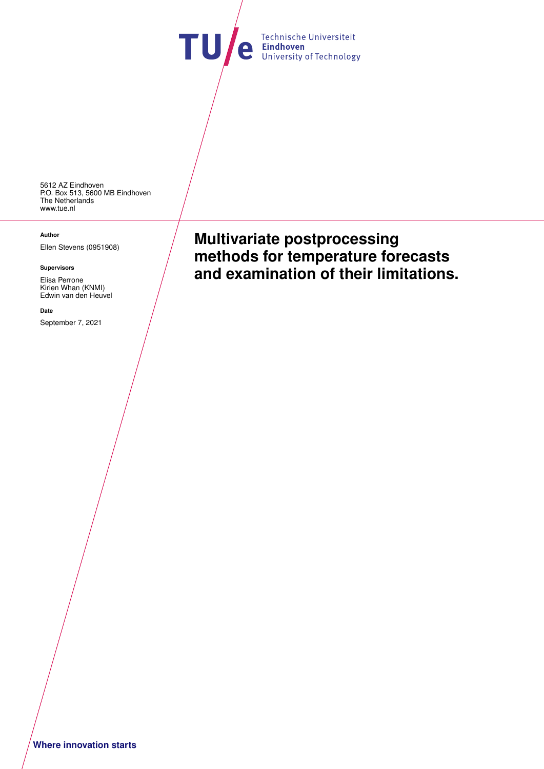Technische Universiteit
**Eindhoven**
University of Technology

5612 AZ Eindhoven
P.O. Box 513, 5600 MB Eindhoven
The Netherlands
www.tue.nl

**Author**

Ellen Stevens (0951908)

**Supervisors**

Elisa Perrone
Kirien Whan (KNMI)
Edwin van den Heuvel

**Date**

September 7, 2021

# Multivariate postprocessing methods for temperature forecasts and examination of their limitations.

**Where innovation starts**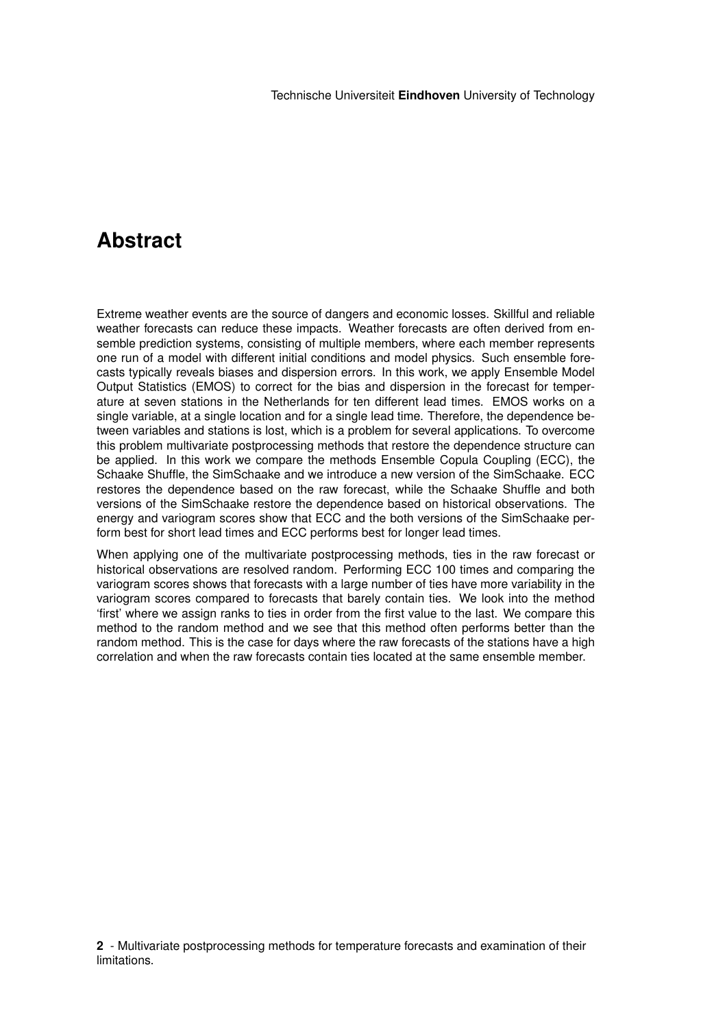# Abstract

Extreme weather events are the source of dangers and economic losses. Skillful and reliable weather forecasts can reduce these impacts. Weather forecasts are often derived from ensemble prediction systems, consisting of multiple members, where each member represents one run of a model with different initial conditions and model physics. Such ensemble forecasts typically reveals biases and dispersion errors. In this work, we apply Ensemble Model Output Statistics (EMOS) to correct for the bias and dispersion in the forecast for temperature at seven stations in the Netherlands for ten different lead times. EMOS works on a single variable, at a single location and for a single lead time. Therefore, the dependence between variables and stations is lost, which is a problem for several applications. To overcome this problem multivariate postprocessing methods that restore the dependence structure can be applied. In this work we compare the methods Ensemble Copula Coupling (ECC), the Schaake Shuffle, the SimSchaake and we introduce a new version of the SimSchaake. ECC restores the dependence based on the raw forecast, while the Schaake Shuffle and both versions of the SimSchaake restore the dependence based on historical observations. The energy and variogram scores show that ECC and the both versions of the SimSchaake perform best for short lead times and ECC performs best for longer lead times.

When applying one of the multivariate postprocessing methods, ties in the raw forecast or historical observations are resolved random. Performing ECC 100 times and comparing the variogram scores shows that forecasts with a large number of ties have more variability in the variogram scores compared to forecasts that barely contain ties. We look into the method 'first' where we assign ranks to ties in order from the first value to the last. We compare this method to the random method and we see that this method often performs better than the random method. This is the case for days where the raw forecasts of the stations have a high correlation and when the raw forecasts contain ties located at the same ensemble member.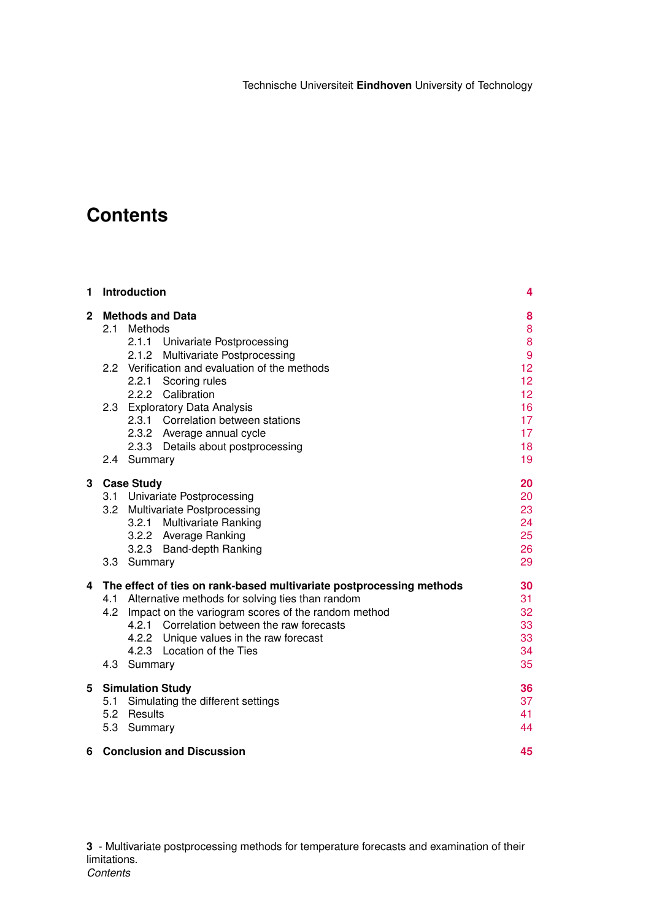# Contents

| | | |
|---|---|---|
| **1** | **Introduction** | **4** |
| **2** | **Methods and Data** | **8** |
| 2.1 | Methods | 8 |
| 2.1.1 | Univariate Postprocessing | 8 |
| 2.1.2 | Multivariate Postprocessing | 9 |
| 2.2 | Verification and evaluation of the methods | 12 |
| 2.2.1 | Scoring rules | 12 |
| 2.2.2 | Calibration | 12 |
| 2.3 | Exploratory Data Analysis | 16 |
| 2.3.1 | Correlation between stations | 17 |
| 2.3.2 | Average annual cycle | 17 |
| 2.3.3 | Details about postprocessing | 18 |
| 2.4 | Summary | 19 |
| **3** | **Case Study** | **20** |
| 3.1 | Univariate Postprocessing | 20 |
| 3.2 | Multivariate Postprocessing | 23 |
| 3.2.1 | Multivariate Ranking | 24 |
| 3.2.2 | Average Ranking | 25 |
| 3.2.3 | Band-depth Ranking | 26 |
| 3.3 | Summary | 29 |
| **4** | **The effect of ties on rank-based multivariate postprocessing methods** | **30** |
| 4.1 | Alternative methods for solving ties than random | 31 |
| 4.2 | Impact on the variogram scores of the random method | 32 |
| 4.2.1 | Correlation between the raw forecasts | 33 |
| 4.2.2 | Unique values in the raw forecast | 33 |
| 4.2.3 | Location of the Ties | 34 |
| 4.3 | Summary | 35 |
| **5** | **Simulation Study** | **36** |
| 5.1 | Simulating the different settings | 37 |
| 5.2 | Results | 41 |
| 5.3 | Summary | 44 |
| **6** | **Conclusion and Discussion** | **45** |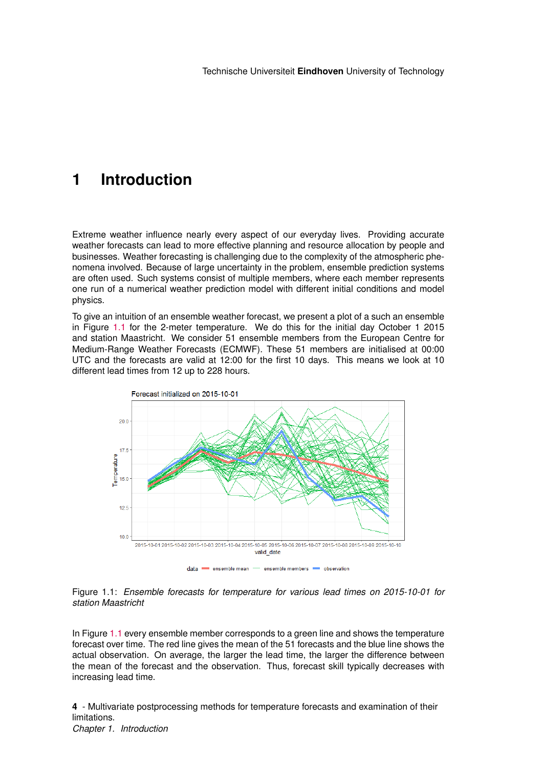# 1 Introduction

Extreme weather influence nearly every aspect of our everyday lives. Providing accurate weather forecasts can lead to more effective planning and resource allocation by people and businesses. Weather forecasting is challenging due to the complexity of the atmospheric phenomena involved. Because of large uncertainty in the problem, ensemble prediction systems are often used. Such systems consist of multiple members, where each member represents one run of a numerical weather prediction model with different initial conditions and model physics.

To give an intuition of an ensemble weather forecast, we present a plot of a such an ensemble in Figure 1.1 for the 2-meter temperature. We do this for the initial day October 1 2015 and station Maastricht. We consider 51 ensemble members from the European Centre for Medium-Range Weather Forecasts (ECMWF). These 51 members are initialised at 00:00 UTC and the forecasts are valid at 12:00 for the first 10 days. This means we look at 10 different lead times from 12 up to 228 hours.

Figure 1.1: *Ensemble forecasts for temperature for various lead times on 2015-10-01 for station Maastricht*

In Figure 1.1 every ensemble member corresponds to a green line and shows the temperature forecast over time. The red line gives the mean of the 51 forecasts and the blue line shows the actual observation. On average, the larger the lead time, the larger the difference between the mean of the forecast and the observation. Thus, forecast skill typically decreases with increasing lead time.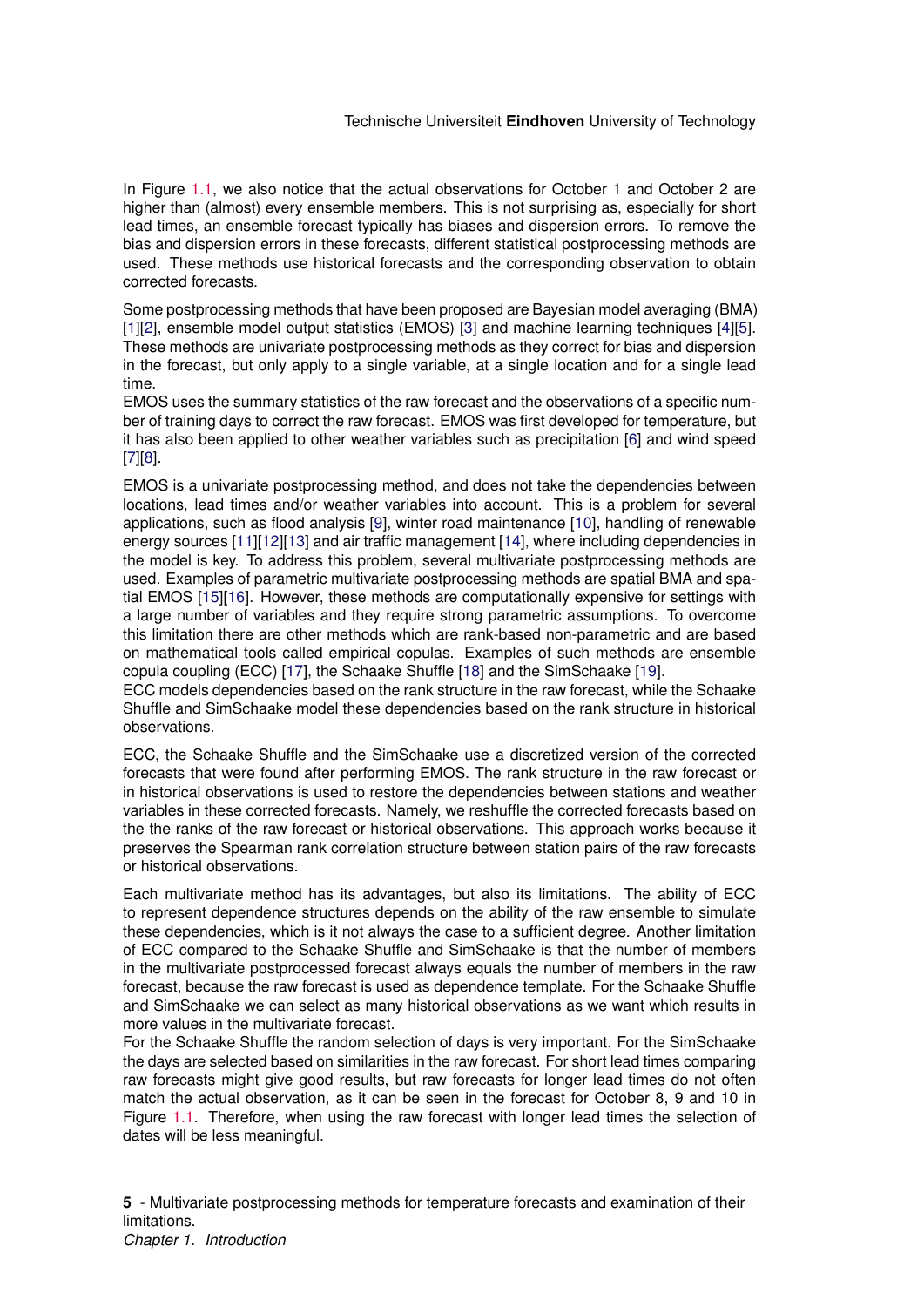In Figure 1.1, we also notice that the actual observations for October 1 and October 2 are higher than (almost) every ensemble members. This is not surprising as, especially for short lead times, an ensemble forecast typically has biases and dispersion errors. To remove the bias and dispersion errors in these forecasts, different statistical postprocessing methods are used. These methods use historical forecasts and the corresponding observation to obtain corrected forecasts.

Some postprocessing methods that have been proposed are Bayesian model averaging (BMA) [1][2], ensemble model output statistics (EMOS) [3] and machine learning techniques [4][5]. These methods are univariate postprocessing methods as they correct for bias and dispersion in the forecast, but only apply to a single variable, at a single location and for a single lead time.
EMOS uses the summary statistics of the raw forecast and the observations of a specific number of training days to correct the raw forecast. EMOS was first developed for temperature, but it has also been applied to other weather variables such as precipitation [6] and wind speed [7][8].

EMOS is a univariate postprocessing method, and does not take the dependencies between locations, lead times and/or weather variables into account. This is a problem for several applications, such as flood analysis [9], winter road maintenance [10], handling of renewable energy sources [11][12][13] and air traffic management [14], where including dependencies in the model is key. To address this problem, several multivariate postprocessing methods are used. Examples of parametric multivariate postprocessing methods are spatial BMA and spatial EMOS [15][16]. However, these methods are computationally expensive for settings with a large number of variables and they require strong parametric assumptions. To overcome this limitation there are other methods which are rank-based non-parametric and are based on mathematical tools called empirical copulas. Examples of such methods are ensemble copula coupling (ECC) [17], the Schaake Shuffle [18] and the SimSchaake [19].
ECC models dependencies based on the rank structure in the raw forecast, while the Schaake Shuffle and SimSchaake model these dependencies based on the rank structure in historical observations.

ECC, the Schaake Shuffle and the SimSchaake use a discretized version of the corrected forecasts that were found after performing EMOS. The rank structure in the raw forecast or in historical observations is used to restore the dependencies between stations and weather variables in these corrected forecasts. Namely, we reshuffle the corrected forecasts based on the the ranks of the raw forecast or historical observations. This approach works because it preserves the Spearman rank correlation structure between station pairs of the raw forecasts or historical observations.

Each multivariate method has its advantages, but also its limitations. The ability of ECC to represent dependence structures depends on the ability of the raw ensemble to simulate these dependencies, which is it not always the case to a sufficient degree. Another limitation of ECC compared to the Schaake Shuffle and SimSchaake is that the number of members in the multivariate postprocessed forecast always equals the number of members in the raw forecast, because the raw forecast is used as dependence template. For the Schaake Shuffle and SimSchaake we can select as many historical observations as we want which results in more values in the multivariate forecast.
For the Schaake Shuffle the random selection of days is very important. For the SimSchaake the days are selected based on similarities in the raw forecast. For short lead times comparing raw forecasts might give good results, but raw forecasts for longer lead times do not often match the actual observation, as it can be seen in the forecast for October 8, 9 and 10 in Figure 1.1. Therefore, when using the raw forecast with longer lead times the selection of dates will be less meaningful.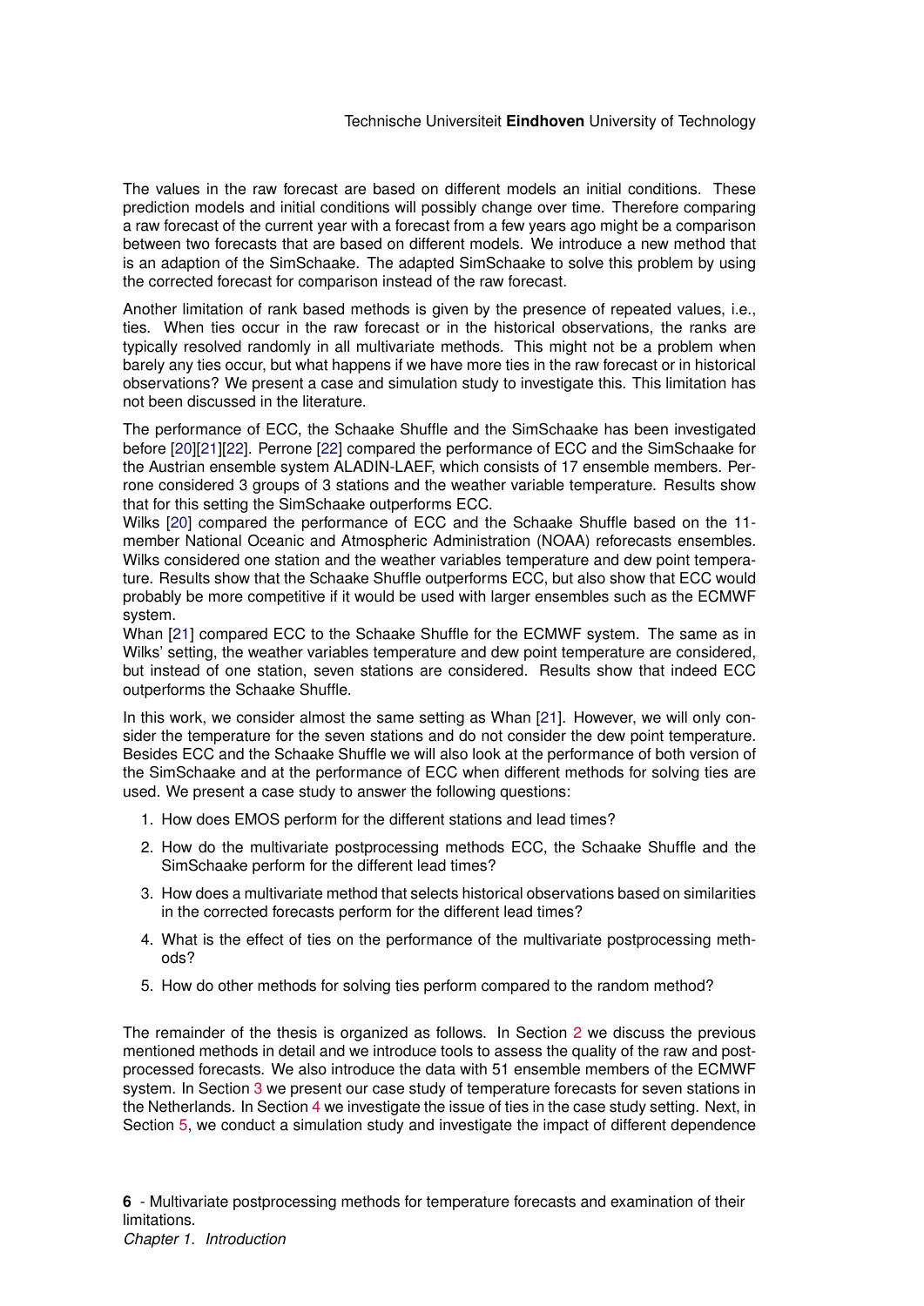The values in the raw forecast are based on different models an initial conditions. These prediction models and initial conditions will possibly change over time. Therefore comparing a raw forecast of the current year with a forecast from a few years ago might be a comparison between two forecasts that are based on different models. We introduce a new method that is an adaption of the SimSchaake. The adapted SimSchaake to solve this problem by using the corrected forecast for comparison instead of the raw forecast.

Another limitation of rank based methods is given by the presence of repeated values, i.e., ties. When ties occur in the raw forecast or in the historical observations, the ranks are typically resolved randomly in all multivariate methods. This might not be a problem when barely any ties occur, but what happens if we have more ties in the raw forecast or in historical observations? We present a case and simulation study to investigate this. This limitation has not been discussed in the literature.

The performance of ECC, the Schaake Shuffle and the SimSchaake has been investigated before [20][21][22]. Perrone [22] compared the performance of ECC and the SimSchaake for the Austrian ensemble system ALADIN-LAEF, which consists of 17 ensemble members. Perrone considered 3 groups of 3 stations and the weather variable temperature. Results show that for this setting the SimSchaake outperforms ECC.
Wilks [20] compared the performance of ECC and the Schaake Shuffle based on the 11-member National Oceanic and Atmospheric Administration (NOAA) reforecasts ensembles. Wilks considered one station and the weather variables temperature and dew point temperature. Results show that the Schaake Shuffle outperforms ECC, but also show that ECC would probably be more competitive if it would be used with larger ensembles such as the ECMWF system.
Whan [21] compared ECC to the Schaake Shuffle for the ECMWF system. The same as in Wilks' setting, the weather variables temperature and dew point temperature are considered, but instead of one station, seven stations are considered. Results show that indeed ECC outperforms the Schaake Shuffle.

In this work, we consider almost the same setting as Whan [21]. However, we will only consider the temperature for the seven stations and do not consider the dew point temperature. Besides ECC and the Schaake Shuffle we will also look at the performance of both version of the SimSchaake and at the performance of ECC when different methods for solving ties are used. We present a case study to answer the following questions:

1. How does EMOS perform for the different stations and lead times?
2. How do the multivariate postprocessing methods ECC, the Schaake Shuffle and the SimSchaake perform for the different lead times?
3. How does a multivariate method that selects historical observations based on similarities in the corrected forecasts perform for the different lead times?
4. What is the effect of ties on the performance of the multivariate postprocessing methods?
5. How do other methods for solving ties perform compared to the random method?

The remainder of the thesis is organized as follows. In Section 2 we discuss the previous mentioned methods in detail and we introduce tools to assess the quality of the raw and postprocessed forecasts. We also introduce the data with 51 ensemble members of the ECMWF system. In Section 3 we present our case study of temperature forecasts for seven stations in the Netherlands. In Section 4 we investigate the issue of ties in the case study setting. Next, in Section 5, we conduct a simulation study and investigate the impact of different dependence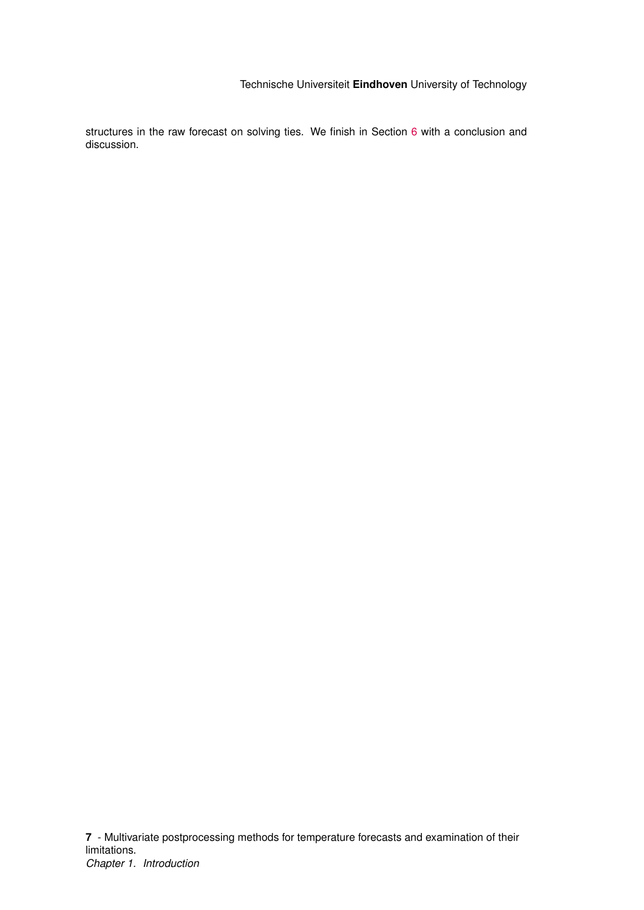structures in the raw forecast on solving ties. We finish in Section 6 with a conclusion and discussion.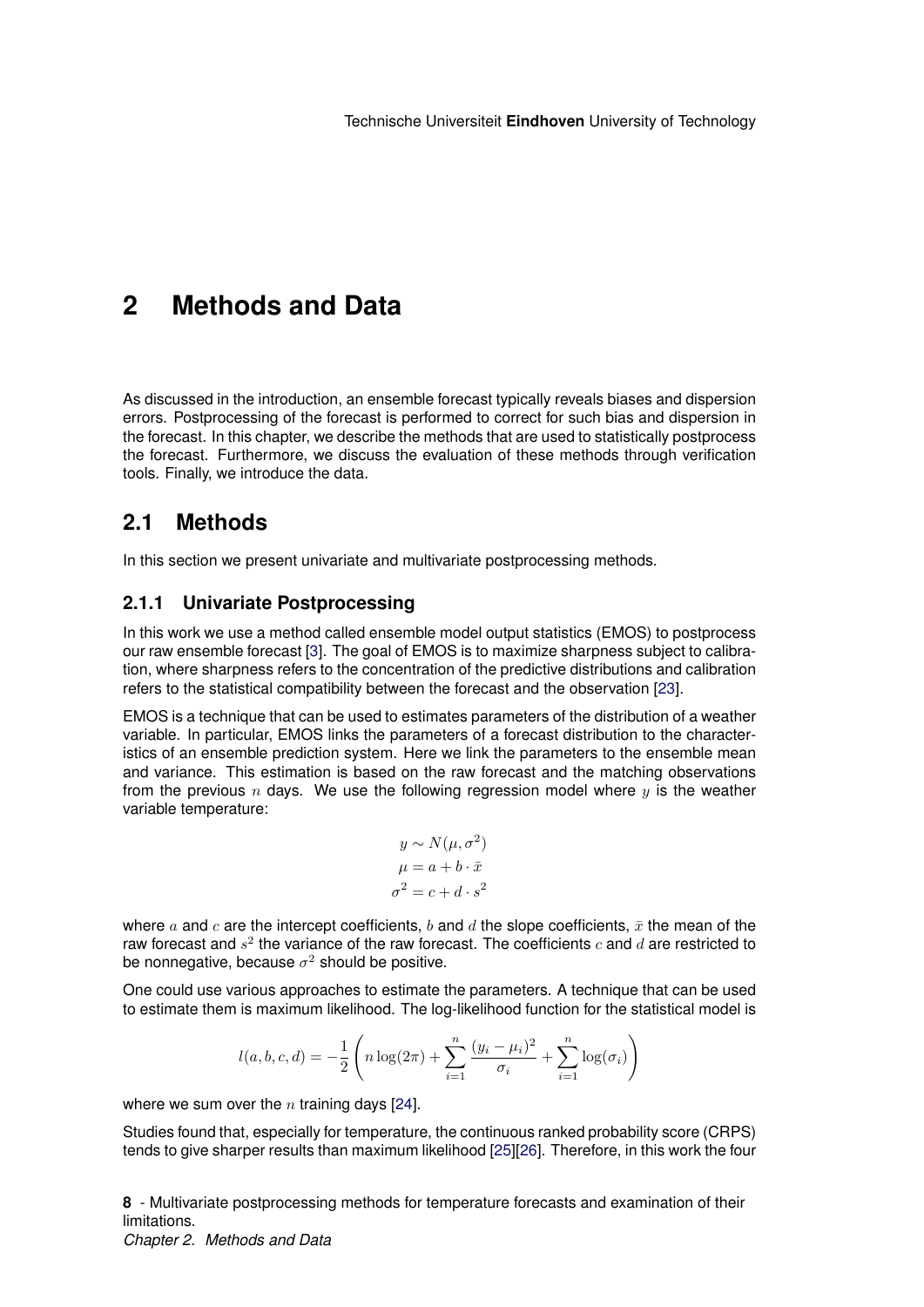# 2 Methods and Data

As discussed in the introduction, an ensemble forecast typically reveals biases and dispersion errors. Postprocessing of the forecast is performed to correct for such bias and dispersion in the forecast. In this chapter, we describe the methods that are used to statistically postprocess the forecast. Furthermore, we discuss the evaluation of these methods through verification tools. Finally, we introduce the data.

## 2.1 Methods

In this section we present univariate and multivariate postprocessing methods.

### 2.1.1 Univariate Postprocessing

In this work we use a method called ensemble model output statistics (EMOS) to postprocess our raw ensemble forecast [3]. The goal of EMOS is to maximize sharpness subject to calibration, where sharpness refers to the concentration of the predictive distributions and calibration refers to the statistical compatibility between the forecast and the observation [23].

EMOS is a technique that can be used to estimates parameters of the distribution of a weather variable. In particular, EMOS links the parameters of a forecast distribution to the characteristics of an ensemble prediction system. Here we link the parameters to the ensemble mean and variance. This estimation is based on the raw forecast and the matching observations from the previous $n$ days. We use the following regression model where $y$ is the weather variable temperature:

$$
\begin{aligned}
y &\sim N(\mu, \sigma^2) \\
\mu &= a + b \cdot \bar{x} \\
\sigma^2 &= c + d \cdot s^2
\end{aligned}
$$

where $a$ and $c$ are the intercept coefficients, $b$ and $d$ the slope coefficients, $\bar{x}$ the mean of the raw forecast and $s^2$ the variance of the raw forecast. The coefficients $c$ and $d$ are restricted to be nonnegative, because $\sigma^2$ should be positive.

One could use various approaches to estimate the parameters. A technique that can be used to estimate them is maximum likelihood. The log-likelihood function for the statistical model is

$$
l(a, b, c, d) = -\frac{1}{2}\left(n \log(2\pi) + \sum_{i=1}^{n} \frac{(y_i - \mu_i)^2}{\sigma_i} + \sum_{i=1}^{n} \log(\sigma_i)\right)
$$

where we sum over the $n$ training days [24].

Studies found that, especially for temperature, the continuous ranked probability score (CRPS) tends to give sharper results than maximum likelihood [25][26]. Therefore, in this work the four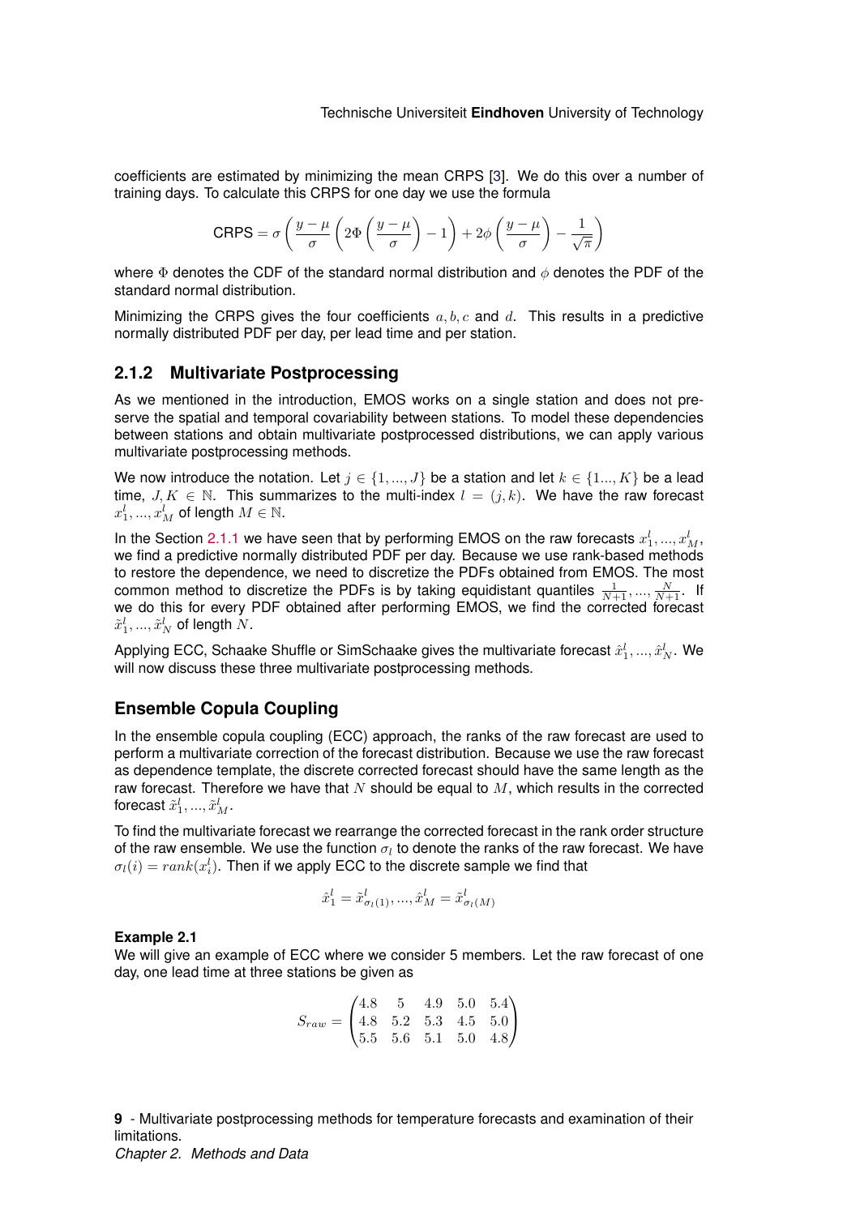coefficients are estimated by minimizing the mean CRPS [3]. We do this over a number of training days. To calculate this CRPS for one day we use the formula

$$\text{CRPS} = \sigma\left(\frac{y-\mu}{\sigma}\left(2\Phi\left(\frac{y-\mu}{\sigma}\right)-1\right)+2\phi\left(\frac{y-\mu}{\sigma}\right)-\frac{1}{\sqrt{\pi}}\right)$$

where $\Phi$ denotes the CDF of the standard normal distribution and $\phi$ denotes the PDF of the standard normal distribution.

Minimizing the CRPS gives the four coefficients $a, b, c$ and $d$. This results in a predictive normally distributed PDF per day, per lead time and per station.

### 2.1.2 Multivariate Postprocessing

As we mentioned in the introduction, EMOS works on a single station and does not preserve the spatial and temporal covariability between stations. To model these dependencies between stations and obtain multivariate postprocessed distributions, we can apply various multivariate postprocessing methods.

We now introduce the notation. Let $j \in \{1, ..., J\}$ be a station and let $k \in \{1..., K\}$ be a lead time, $J, K \in \mathbb{N}$. This summarizes to the multi-index $l = (j, k)$. We have the raw forecast $x_1^l, ..., x_M^l$ of length $M \in \mathbb{N}$.

In the Section 2.1.1 we have seen that by performing EMOS on the raw forecasts $x_1^l, ..., x_M^l$, we find a predictive normally distributed PDF per day. Because we use rank-based methods to restore the dependence, we need to discretize the PDFs obtained from EMOS. The most common method to discretize the PDFs is by taking equidistant quantiles $\frac{1}{N+1}, ..., \frac{N}{N+1}$. If we do this for every PDF obtained after performing EMOS, we find the corrected forecast $\tilde{x}_1^l, ..., \tilde{x}_N^l$ of length $N$.

Applying ECC, Schaake Shuffle or SimSchaake gives the multivariate forecast $\hat{x}_1^l, ..., \hat{x}_N^l$. We will now discuss these three multivariate postprocessing methods.

### Ensemble Copula Coupling

In the ensemble copula coupling (ECC) approach, the ranks of the raw forecast are used to perform a multivariate correction of the forecast distribution. Because we use the raw forecast as dependence template, the discrete corrected forecast should have the same length as the raw forecast. Therefore we have that $N$ should be equal to $M$, which results in the corrected forecast $\tilde{x}_1^l, ..., \tilde{x}_M^l$.

To find the multivariate forecast we rearrange the corrected forecast in the rank order structure of the raw ensemble. We use the function $\sigma_l$ to denote the ranks of the raw forecast. We have $\sigma_l(i) = rank(x_i^l)$. Then if we apply ECC to the discrete sample we find that

$$\hat{x}_1^l = \tilde{x}_{\sigma_l(1)}^l, ..., \hat{x}_M^l = \tilde{x}_{\sigma_l(M)}^l$$

**Example 2.1**
We will give an example of ECC where we consider 5 members. Let the raw forecast of one day, one lead time at three stations be given as

$$S_{raw} = \begin{pmatrix} 4.8 & 5 & 4.9 & 5.0 & 5.4 \\ 4.8 & 5.2 & 5.3 & 4.5 & 5.0 \\ 5.5 & 5.6 & 5.1 & 5.0 & 4.8 \end{pmatrix}$$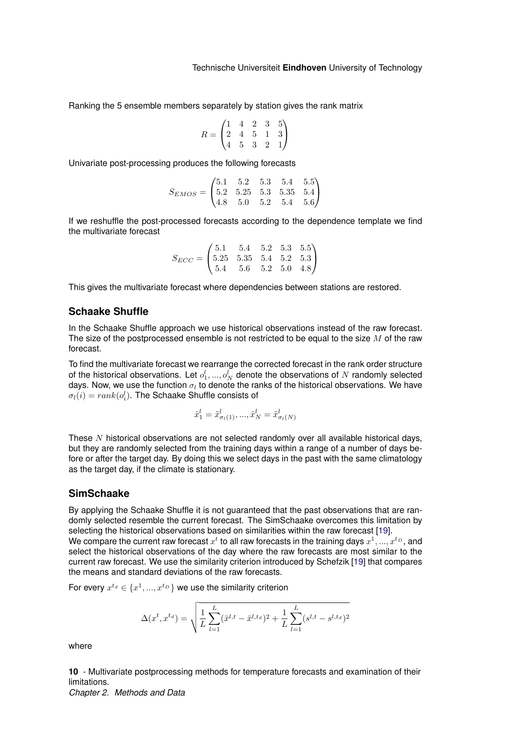Ranking the 5 ensemble members separately by station gives the rank matrix

$$R = \begin{pmatrix} 1 & 4 & 2 & 3 & 5 \\ 2 & 4 & 5 & 1 & 3 \\ 4 & 5 & 3 & 2 & 1 \end{pmatrix}$$

Univariate post-processing produces the following forecasts

$$S_{EMOS} = \begin{pmatrix} 5.1 & 5.2 & 5.3 & 5.4 & 5.5 \\ 5.2 & 5.25 & 5.3 & 5.35 & 5.4 \\ 4.8 & 5.0 & 5.2 & 5.4 & 5.6 \end{pmatrix}$$

If we reshuffle the post-processed forecasts according to the dependence template we find the multivariate forecast

$$S_{ECC} = \begin{pmatrix} 5.1 & 5.4 & 5.2 & 5.3 & 5.5 \\ 5.25 & 5.35 & 5.4 & 5.2 & 5.3 \\ 5.4 & 5.6 & 5.2 & 5.0 & 4.8 \end{pmatrix}$$

This gives the multivariate forecast where dependencies between stations are restored.

## Schaake Shuffle

In the Schaake Shuffle approach we use historical observations instead of the raw forecast. The size of the postprocessed ensemble is not restricted to be equal to the size $M$ of the raw forecast.

To find the multivariate forecast we rearrange the corrected forecast in the rank order structure of the historical observations. Let $o_1^l, ..., o_N^l$ denote the observations of $N$ randomly selected days. Now, we use the function $\sigma_l$ to denote the ranks of the historical observations. We have $\sigma_l(i) = rank(o_i^l)$. The Schaake Shuffle consists of

$$\hat{x}_1^l = \tilde{x}_{\sigma_l(1)}^l, ..., \hat{x}_N^l = \tilde{x}_{\sigma_l(N)}^l$$

These $N$ historical observations are not selected randomly over all available historical days, but they are randomly selected from the training days within a range of a number of days before or after the target day. By doing this we select days in the past with the same climatology as the target day, if the climate is stationary.

## SimSchaake

By applying the Schaake Shuffle it is not guaranteed that the past observations that are randomly selected resemble the current forecast. The SimSchaake overcomes this limitation by selecting the historical observations based on similarities within the raw forecast [19].
We compare the current raw forecast $x^t$ to all raw forecasts in the training days $x^1, ..., x^{t_D}$, and select the historical observations of the day where the raw forecasts are most similar to the current raw forecast. We use the similarity criterion introduced by Schefzik [19] that compares the means and standard deviations of the raw forecasts.

For every $x^{t_d} \in \{x^1, ..., x^{t_D}\}$ we use the similarity criterion

$$\Delta(x^t, x^{t_d}) = \sqrt{\frac{1}{L}\sum_{l=1}^{L}(\bar{x}^{l,t} - \bar{x}^{l,t_d})^2 + \frac{1}{L}\sum_{l=1}^{L}(s^{l,t} - s^{l,t_d})^2}$$

where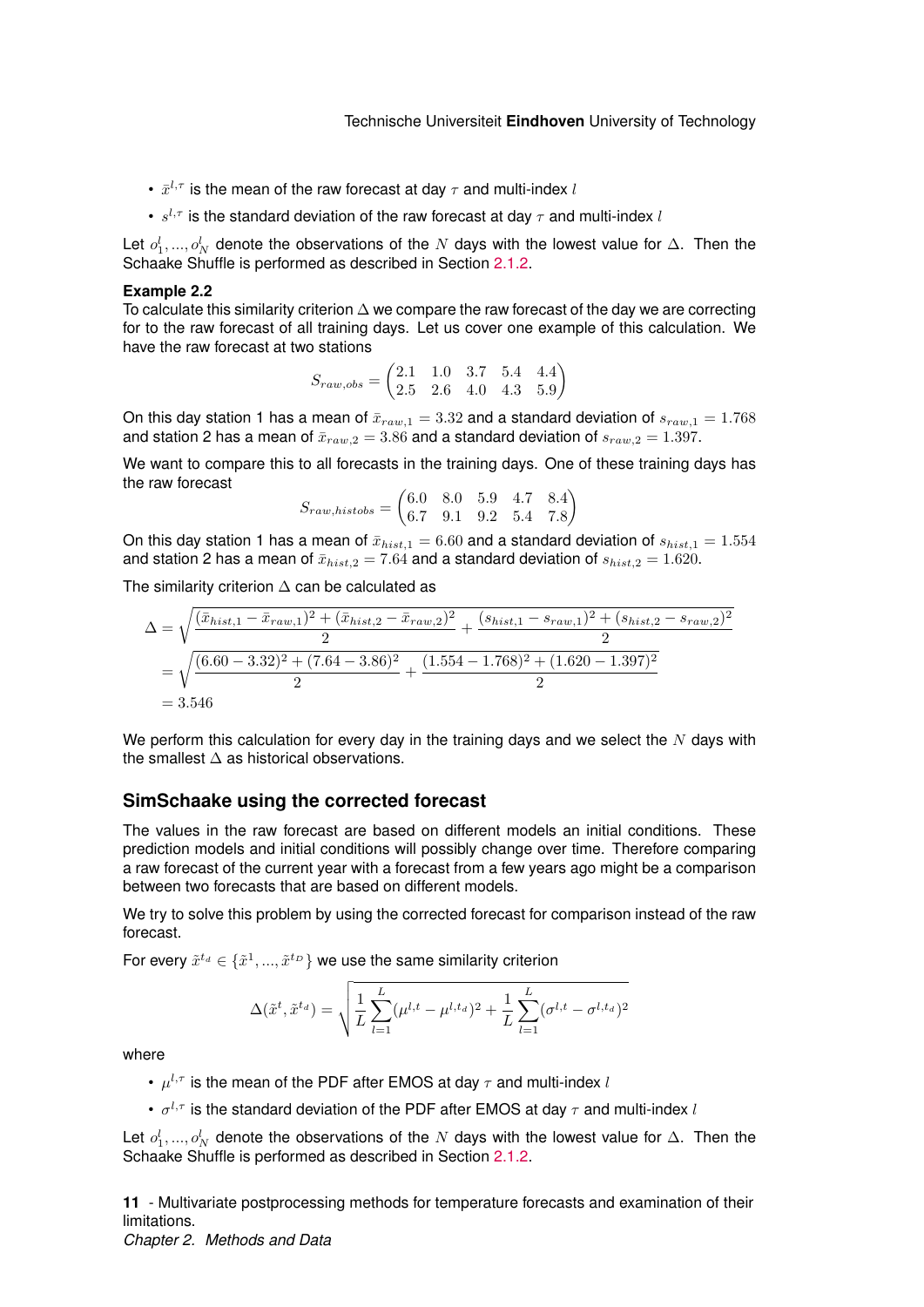- $\bar{x}^{l,\tau}$ is the mean of the raw forecast at day $\tau$ and multi-index $l$
- $s^{l,\tau}$ is the standard deviation of the raw forecast at day $\tau$ and multi-index $l$

Let $o_1^l, ..., o_N^l$ denote the observations of the $N$ days with the lowest value for $\Delta$. Then the Schaake Shuffle is performed as described in Section 2.1.2.

**Example 2.2**
To calculate this similarity criterion $\Delta$ we compare the raw forecast of the day we are correcting for to the raw forecast of all training days. Let us cover one example of this calculation. We have the raw forecast at two stations

$$S_{raw,obs} = \begin{pmatrix} 2.1 & 1.0 & 3.7 & 5.4 & 4.4 \\ 2.5 & 2.6 & 4.0 & 4.3 & 5.9 \end{pmatrix}$$

On this day station 1 has a mean of $\bar{x}_{raw,1} = 3.32$ and a standard deviation of $s_{raw,1} = 1.768$ and station 2 has a mean of $\bar{x}_{raw,2} = 3.86$ and a standard deviation of $s_{raw,2} = 1.397$.

We want to compare this to all forecasts in the training days. One of these training days has the raw forecast

$$S_{raw,histobs} = \begin{pmatrix} 6.0 & 8.0 & 5.9 & 4.7 & 8.4 \\ 6.7 & 9.1 & 9.2 & 5.4 & 7.8 \end{pmatrix}$$

On this day station 1 has a mean of $\bar{x}_{hist,1} = 6.60$ and a standard deviation of $s_{hist,1} = 1.554$ and station 2 has a mean of $\bar{x}_{hist,2} = 7.64$ and a standard deviation of $s_{hist,2} = 1.620$.

The similarity criterion $\Delta$ can be calculated as

$$\begin{aligned}
\Delta &= \sqrt{\frac{(\bar{x}_{hist,1} - \bar{x}_{raw,1})^2 + (\bar{x}_{hist,2} - \bar{x}_{raw,2})^2}{2} + \frac{(s_{hist,1} - s_{raw,1})^2 + (s_{hist,2} - s_{raw,2})^2}{2}} \\
&= \sqrt{\frac{(6.60 - 3.32)^2 + (7.64 - 3.86)^2}{2} + \frac{(1.554 - 1.768)^2 + (1.620 - 1.397)^2}{2}} \\
&= 3.546
\end{aligned}$$

We perform this calculation for every day in the training days and we select the $N$ days with the smallest $\Delta$ as historical observations.

## SimSchaake using the corrected forecast

The values in the raw forecast are based on different models an initial conditions. These prediction models and initial conditions will possibly change over time. Therefore comparing a raw forecast of the current year with a forecast from a few years ago might be a comparison between two forecasts that are based on different models.

We try to solve this problem by using the corrected forecast for comparison instead of the raw forecast.

For every $\tilde{x}^{t_d} \in \{\tilde{x}^1, ..., \tilde{x}^{t_D}\}$ we use the same similarity criterion

$$\Delta(\tilde{x}^t, \tilde{x}^{t_d}) = \sqrt{\frac{1}{L}\sum_{l=1}^{L}(\mu^{l,t} - \mu^{l,t_d})^2 + \frac{1}{L}\sum_{l=1}^{L}(\sigma^{l,t} - \sigma^{l,t_d})^2}$$

where

- $\mu^{l,\tau}$ is the mean of the PDF after EMOS at day $\tau$ and multi-index $l$
- $\sigma^{l,\tau}$ is the standard deviation of the PDF after EMOS at day $\tau$ and multi-index $l$

Let $o_1^l, ..., o_N^l$ denote the observations of the $N$ days with the lowest value for $\Delta$. Then the Schaake Shuffle is performed as described in Section 2.1.2.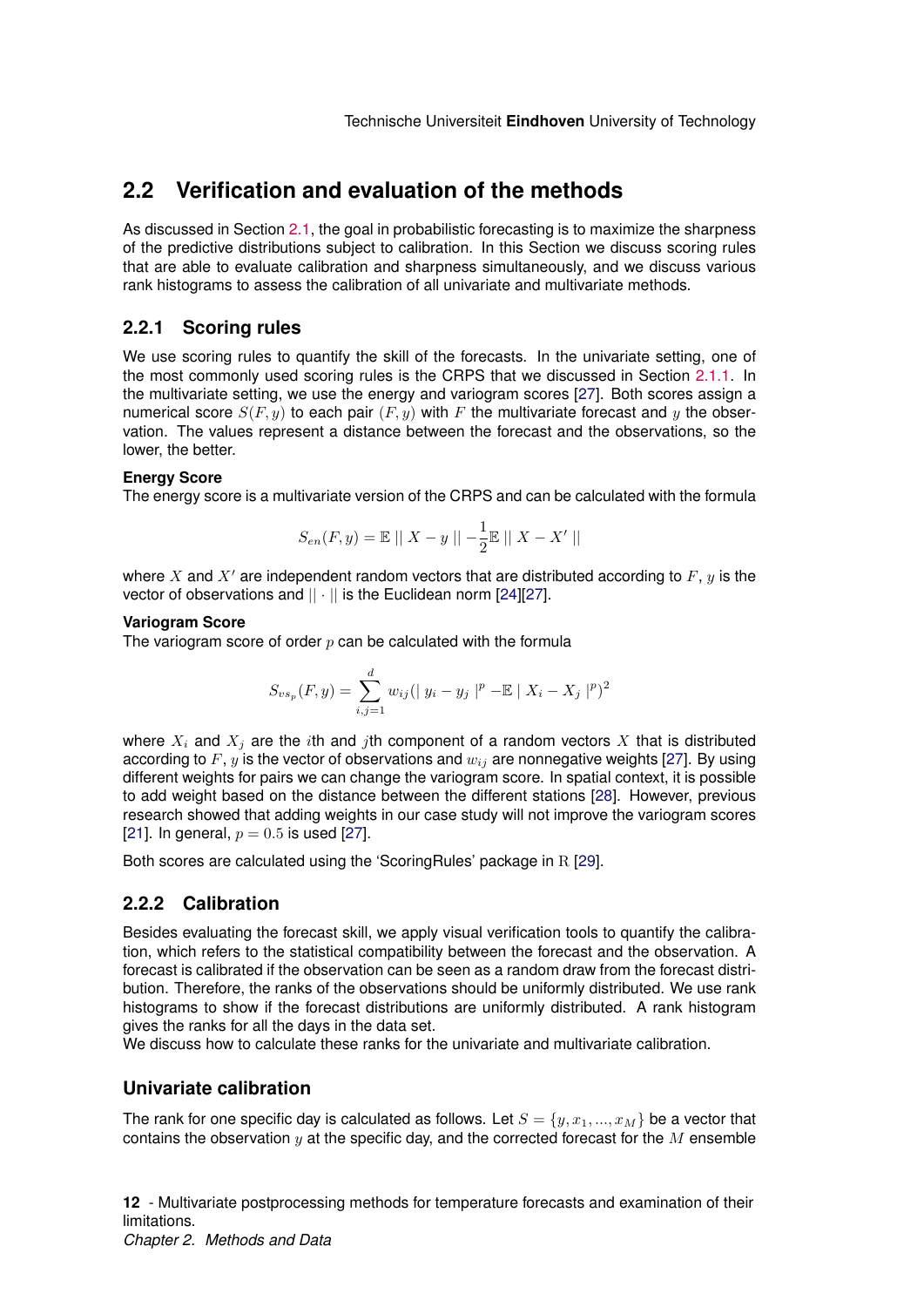## 2.2 Verification and evaluation of the methods

As discussed in Section 2.1, the goal in probabilistic forecasting is to maximize the sharpness of the predictive distributions subject to calibration. In this Section we discuss scoring rules that are able to evaluate calibration and sharpness simultaneously, and we discuss various rank histograms to assess the calibration of all univariate and multivariate methods.

### 2.2.1 Scoring rules

We use scoring rules to quantify the skill of the forecasts. In the univariate setting, one of the most commonly used scoring rules is the CRPS that we discussed in Section 2.1.1. In the multivariate setting, we use the energy and variogram scores [27]. Both scores assign a numerical score $S(F, y)$ to each pair $(F, y)$ with $F$ the multivariate forecast and $y$ the observation. The values represent a distance between the forecast and the observations, so the lower, the better.

**Energy Score**
The energy score is a multivariate version of the CRPS and can be calculated with the formula

$$S_{en}(F, y) = \mathbb{E} \mid\mid X - y \mid\mid - \frac{1}{2} \mathbb{E} \mid\mid X - X' \mid\mid$$

where $X$ and $X'$ are independent random vectors that are distributed according to $F$, $y$ is the vector of observations and $|| \cdot ||$ is the Euclidean norm [24][27].

**Variogram Score**
The variogram score of order $p$ can be calculated with the formula

$$S_{vs_p}(F, y) = \sum_{i,j=1}^{d} w_{ij} (\mid y_i - y_j \mid^p - \mathbb{E} \mid X_i - X_j \mid^p)^2$$

where $X_i$ and $X_j$ are the $i$th and $j$th component of a random vectors $X$ that is distributed according to $F$, $y$ is the vector of observations and $w_{ij}$ are nonnegative weights [27]. By using different weights for pairs we can change the variogram score. In spatial context, it is possible to add weight based on the distance between the different stations [28]. However, previous research showed that adding weights in our case study will not improve the variogram scores [21]. In general, $p = 0.5$ is used [27].

Both scores are calculated using the 'ScoringRules' package in R [29].

### 2.2.2 Calibration

Besides evaluating the forecast skill, we apply visual verification tools to quantify the calibration, which refers to the statistical compatibility between the forecast and the observation. A forecast is calibrated if the observation can be seen as a random draw from the forecast distribution. Therefore, the ranks of the observations should be uniformly distributed. We use rank histograms to show if the forecast distributions are uniformly distributed. A rank histogram gives the ranks for all the days in the data set.
We discuss how to calculate these ranks for the univariate and multivariate calibration.

### Univariate calibration

The rank for one specific day is calculated as follows. Let $S = \{y, x_1, ..., x_M\}$ be a vector that contains the observation $y$ at the specific day, and the corrected forecast for the $M$ ensemble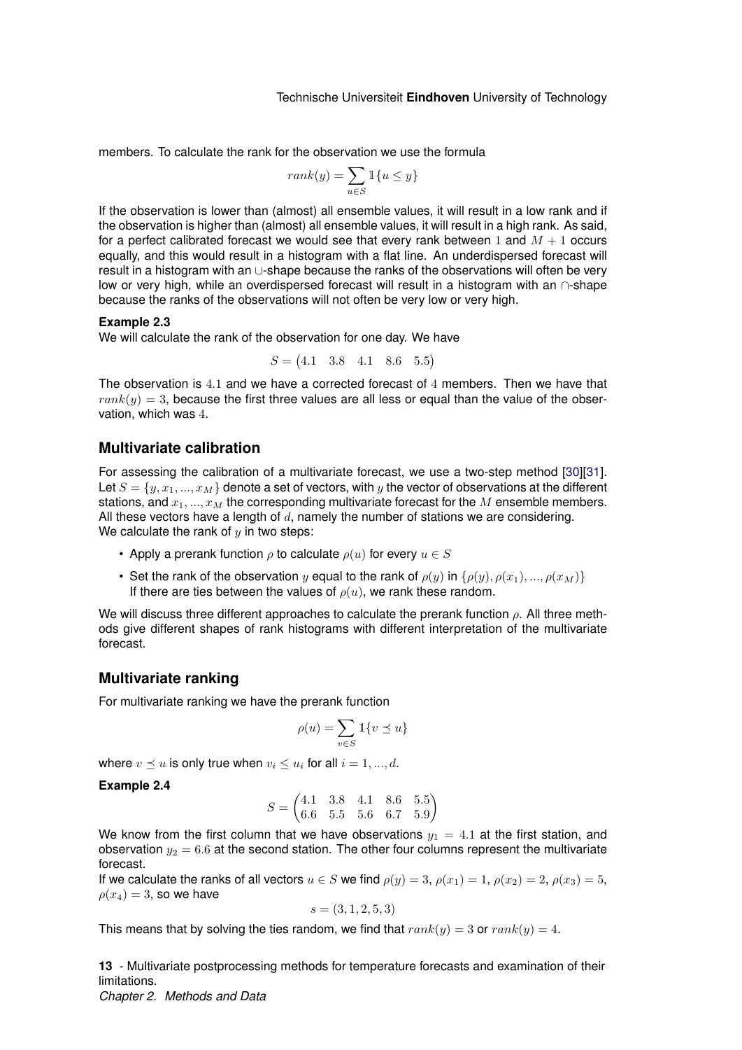members. To calculate the rank for the observation we use the formula

$$rank(y) = \sum_{u \in S} \mathbb{1}\{u \leq y\}$$

If the observation is lower than (almost) all ensemble values, it will result in a low rank and if the observation is higher than (almost) all ensemble values, it will result in a high rank. As said, for a perfect calibrated forecast we would see that every rank between $1$ and $M+1$ occurs equally, and this would result in a histogram with a flat line. An underdispersed forecast will result in a histogram with an ∪-shape because the ranks of the observations will often be very low or very high, while an overdispersed forecast will result in a histogram with an ∩-shape because the ranks of the observations will not often be very low or very high.

**Example 2.3**

We will calculate the rank of the observation for one day. We have

$$S = \begin{pmatrix} 4.1 & 3.8 & 4.1 & 8.6 & 5.5 \end{pmatrix}$$

The observation is $4.1$ and we have a corrected forecast of $4$ members. Then we have that $rank(y) = 3$, because the first three values are all less or equal than the value of the observation, which was $4$.

## Multivariate calibration

For assessing the calibration of a multivariate forecast, we use a two-step method [30][31]. Let $S = \{y, x_1, ..., x_M\}$ denote a set of vectors, with $y$ the vector of observations at the different stations, and $x_1, ..., x_M$ the corresponding multivariate forecast for the $M$ ensemble members. All these vectors have a length of $d$, namely the number of stations we are considering.
We calculate the rank of $y$ in two steps:

- Apply a prerank function $\rho$ to calculate $\rho(u)$ for every $u \in S$
- Set the rank of the observation $y$ equal to the rank of $\rho(y)$ in $\{\rho(y), \rho(x_1), ..., \rho(x_M)\}$
  If there are ties between the values of $\rho(u)$, we rank these random.

We will discuss three different approaches to calculate the prerank function $\rho$. All three methods give different shapes of rank histograms with different interpretation of the multivariate forecast.

## Multivariate ranking

For multivariate ranking we have the prerank function

$$\rho(u) = \sum_{v \in S} \mathbb{1}\{v \preceq u\}$$

where $v \preceq u$ is only true when $v_i \leq u_i$ for all $i = 1, ..., d$.

**Example 2.4**

$$S = \begin{pmatrix} 4.1 & 3.8 & 4.1 & 8.6 & 5.5 \\ 6.6 & 5.5 & 5.6 & 6.7 & 5.9 \end{pmatrix}$$

We know from the first column that we have observations $y_1 = 4.1$ at the first station, and observation $y_2 = 6.6$ at the second station. The other four columns represent the multivariate forecast.
If we calculate the ranks of all vectors $u \in S$ we find $\rho(y) = 3$, $\rho(x_1) = 1$, $\rho(x_2) = 2$, $\rho(x_3) = 5$, $\rho(x_4) = 3$, so we have

$$s = (3, 1, 2, 5, 3)$$

This means that by solving the ties random, we find that $rank(y) = 3$ or $rank(y) = 4$.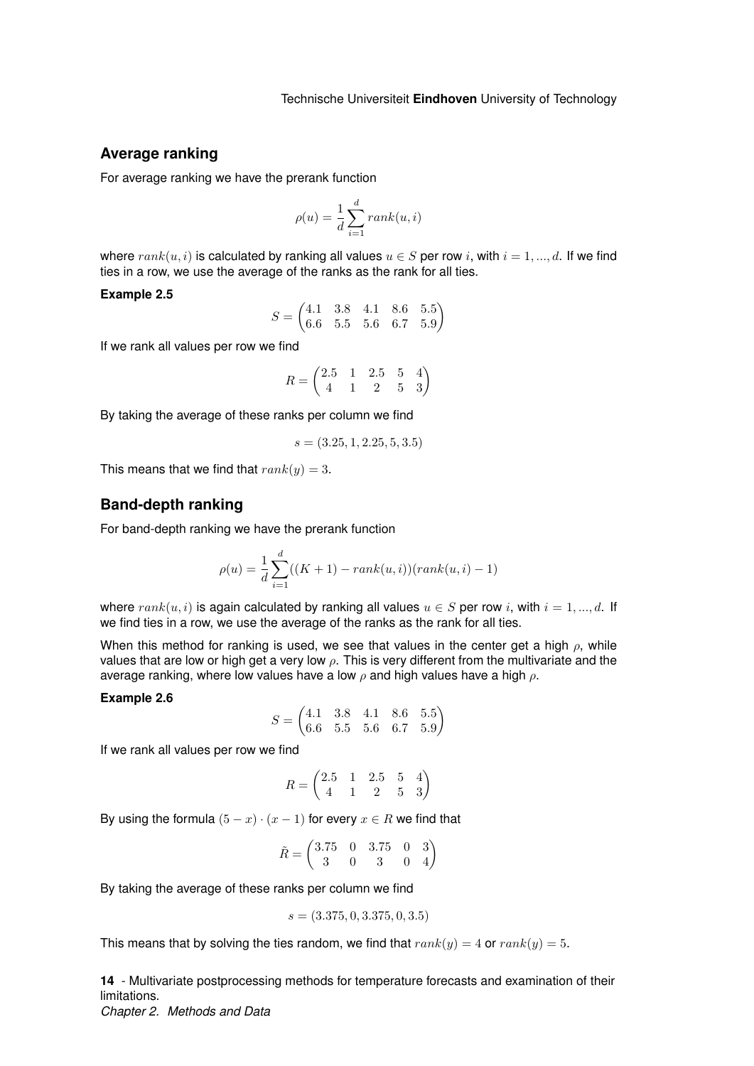## Average ranking

For average ranking we have the prerank function

$$\rho(u) = \frac{1}{d}\sum_{i=1}^{d} rank(u,i)$$

where $rank(u,i)$ is calculated by ranking all values $u \in S$ per row $i$, with $i = 1, ..., d$. If we find ties in a row, we use the average of the ranks as the rank for all ties.

**Example 2.5**

$$S = \begin{pmatrix} 4.1 & 3.8 & 4.1 & 8.6 & 5.5 \\ 6.6 & 5.5 & 5.6 & 6.7 & 5.9 \end{pmatrix}$$

If we rank all values per row we find

$$R = \begin{pmatrix} 2.5 & 1 & 2.5 & 5 & 4 \\ 4 & 1 & 2 & 5 & 3 \end{pmatrix}$$

By taking the average of these ranks per column we find

$$s = (3.25, 1, 2.25, 5, 3.5)$$

This means that we find that $rank(y) = 3$.

## Band-depth ranking

For band-depth ranking we have the prerank function

$$\rho(u) = \frac{1}{d}\sum_{i=1}^{d}((K+1) - rank(u,i))(rank(u,i) - 1)$$

where $rank(u,i)$ is again calculated by ranking all values $u \in S$ per row $i$, with $i = 1, ..., d$. If we find ties in a row, we use the average of the ranks as the rank for all ties.

When this method for ranking is used, we see that values in the center get a high $\rho$, while values that are low or high get a very low $\rho$. This is very different from the multivariate and the average ranking, where low values have a low $\rho$ and high values have a high $\rho$.

**Example 2.6**

$$S = \begin{pmatrix} 4.1 & 3.8 & 4.1 & 8.6 & 5.5 \\ 6.6 & 5.5 & 5.6 & 6.7 & 5.9 \end{pmatrix}$$

If we rank all values per row we find

$$R = \begin{pmatrix} 2.5 & 1 & 2.5 & 5 & 4 \\ 4 & 1 & 2 & 5 & 3 \end{pmatrix}$$

By using the formula $(5 - x) \cdot (x - 1)$ for every $x \in R$ we find that

$$\tilde{R} = \begin{pmatrix} 3.75 & 0 & 3.75 & 0 & 3 \\ 3 & 0 & 3 & 0 & 4 \end{pmatrix}$$

By taking the average of these ranks per column we find

$$s = (3.375, 0, 3.375, 0, 3.5)$$

This means that by solving the ties random, we find that $rank(y) = 4$ or $rank(y) = 5$.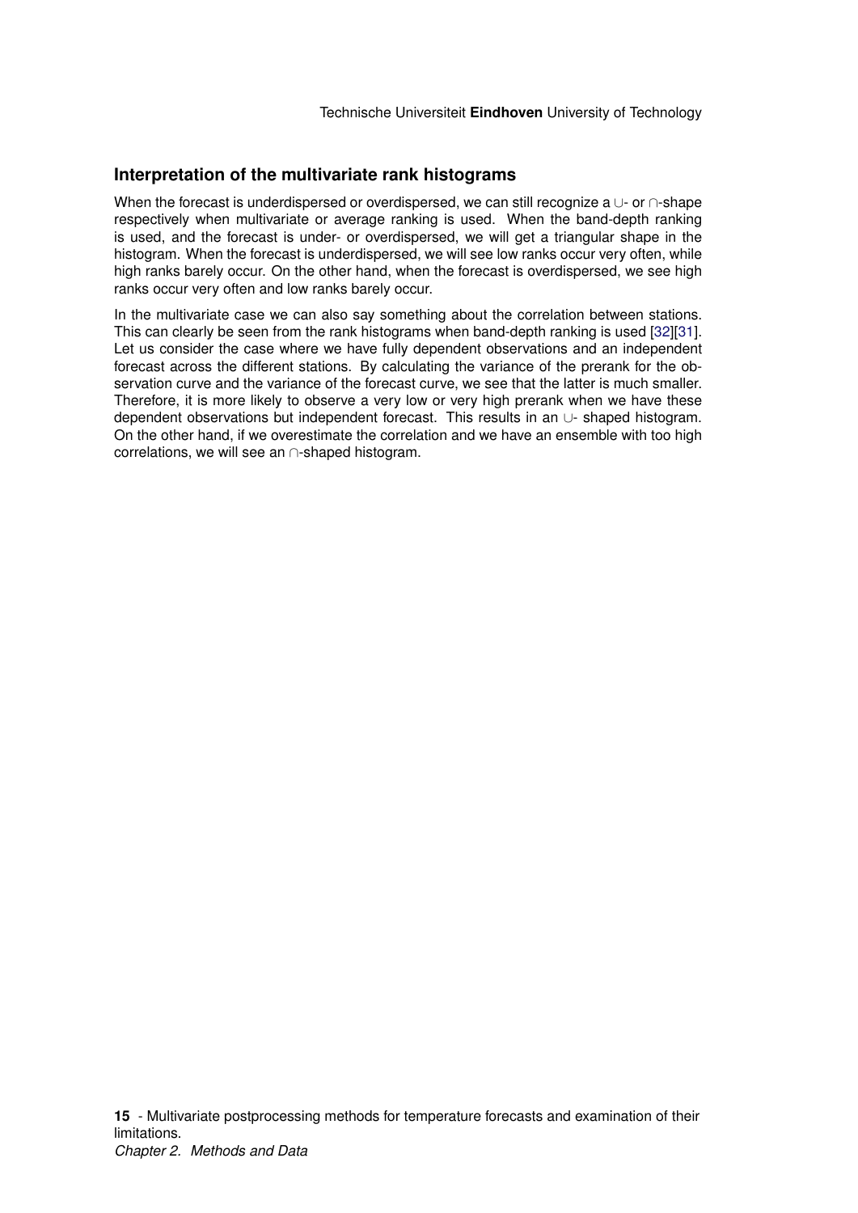### Interpretation of the multivariate rank histograms

When the forecast is underdispersed or overdispersed, we can still recognize a $\cup$- or $\cap$-shape respectively when multivariate or average ranking is used. When the band-depth ranking is used, and the forecast is under- or overdispersed, we will get a triangular shape in the histogram. When the forecast is underdispersed, we will see low ranks occur very often, while high ranks barely occur. On the other hand, when the forecast is overdispersed, we see high ranks occur very often and low ranks barely occur.

In the multivariate case we can also say something about the correlation between stations. This can clearly be seen from the rank histograms when band-depth ranking is used [32][31]. Let us consider the case where we have fully dependent observations and an independent forecast across the different stations. By calculating the variance of the prerank for the observation curve and the variance of the forecast curve, we see that the latter is much smaller. Therefore, it is more likely to observe a very low or very high prerank when we have these dependent observations but independent forecast. This results in an $\cup$- shaped histogram. On the other hand, if we overestimate the correlation and we have an ensemble with too high correlations, we will see an $\cap$-shaped histogram.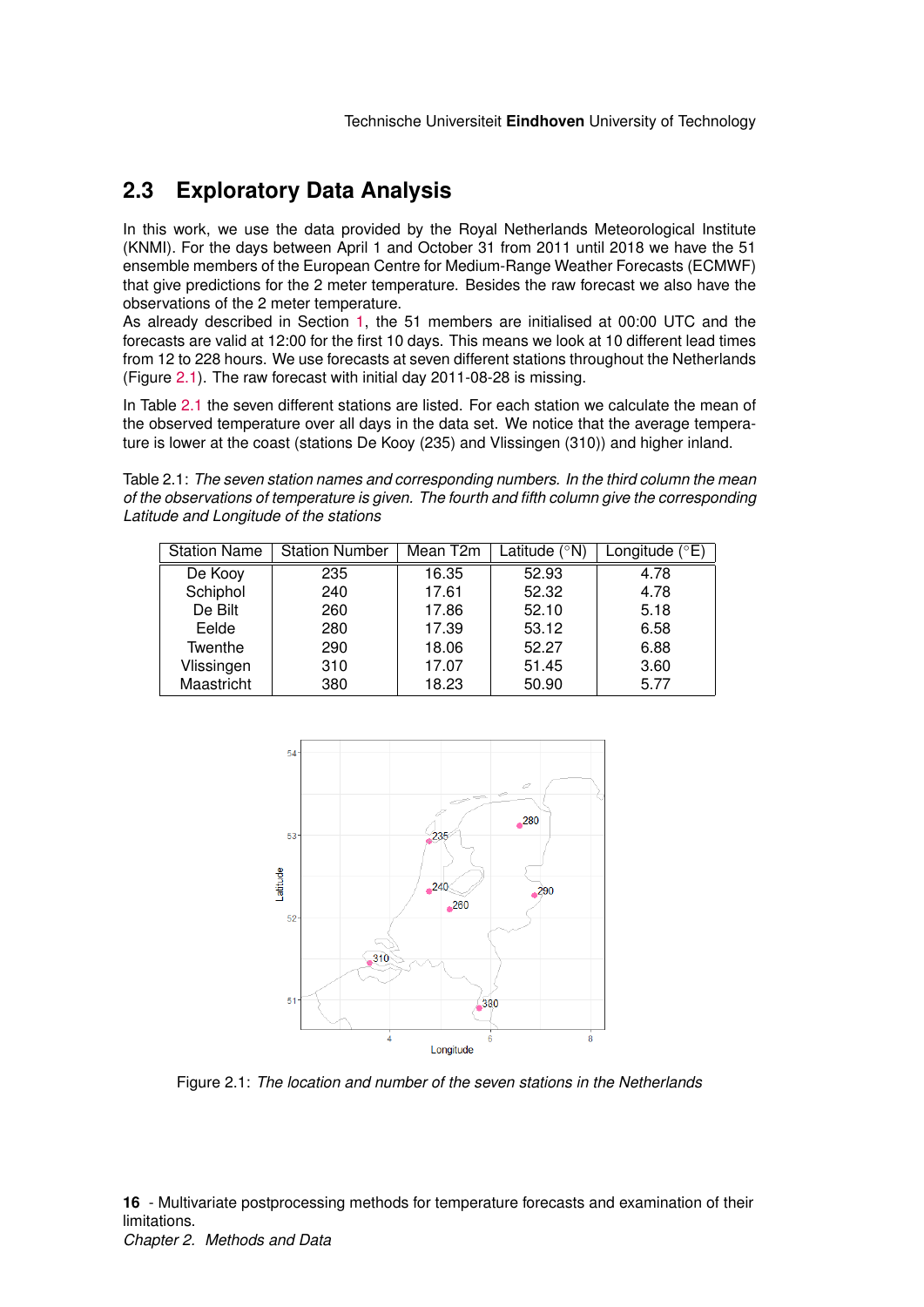## 2.3 Exploratory Data Analysis

In this work, we use the data provided by the Royal Netherlands Meteorological Institute (KNMI). For the days between April 1 and October 31 from 2011 until 2018 we have the 51 ensemble members of the European Centre for Medium-Range Weather Forecasts (ECMWF) that give predictions for the 2 meter temperature. Besides the raw forecast we also have the observations of the 2 meter temperature.
As already described in Section 1, the 51 members are initialised at 00:00 UTC and the forecasts are valid at 12:00 for the first 10 days. This means we look at 10 different lead times from 12 to 228 hours. We use forecasts at seven different stations throughout the Netherlands (Figure 2.1). The raw forecast with initial day 2011-08-28 is missing.

In Table 2.1 the seven different stations are listed. For each station we calculate the mean of the observed temperature over all days in the data set. We notice that the average temperature is lower at the coast (stations De Kooy (235) and Vlissingen (310)) and higher inland.

Table 2.1: *The seven station names and corresponding numbers. In the third column the mean of the observations of temperature is given. The fourth and fifth column give the corresponding Latitude and Longitude of the stations*

| Station Name | Station Number | Mean T2m | Latitude (°N) | Longitude (°E) |
|---|---|---|---|---|
| De Kooy | 235 | 16.35 | 52.93 | 4.78 |
| Schiphol | 240 | 17.61 | 52.32 | 4.78 |
| De Bilt | 260 | 17.86 | 52.10 | 5.18 |
| Eelde | 280 | 17.39 | 53.12 | 6.58 |
| Twenthe | 290 | 18.06 | 52.27 | 6.88 |
| Vlissingen | 310 | 17.07 | 51.45 | 3.60 |
| Maastricht | 380 | 18.23 | 50.90 | 5.77 |

Figure 2.1: *The location and number of the seven stations in the Netherlands*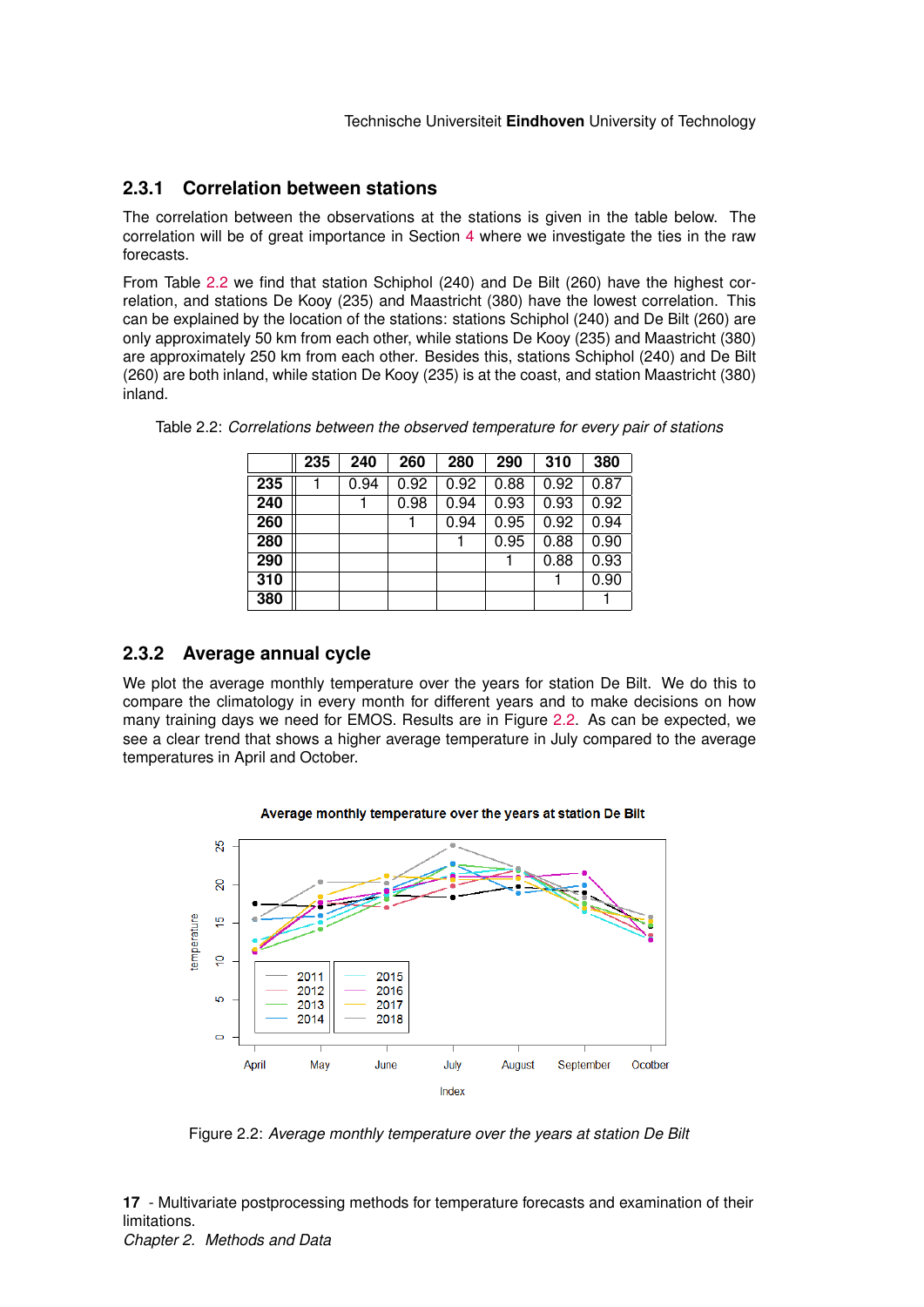### 2.3.1 Correlation between stations

The correlation between the observations at the stations is given in the table below. The correlation will be of great importance in Section 4 where we investigate the ties in the raw forecasts.

From Table 2.2 we find that station Schiphol (240) and De Bilt (260) have the highest correlation, and stations De Kooy (235) and Maastricht (380) have the lowest correlation. This can be explained by the location of the stations: stations Schiphol (240) and De Bilt (260) are only approximately 50 km from each other, while stations De Kooy (235) and Maastricht (380) are approximately 250 km from each other. Besides this, stations Schiphol (240) and De Bilt (260) are both inland, while station De Kooy (235) is at the coast, and station Maastricht (380) inland.

Table 2.2: *Correlations between the observed temperature for every pair of stations*

| | **235** | **240** | **260** | **280** | **290** | **310** | **380** |
|---|---|---|---|---|---|---|---|
| **235** | 1 | 0.94 | 0.92 | 0.92 | 0.88 | 0.92 | 0.87 |
| **240** | | 1 | 0.98 | 0.94 | 0.93 | 0.93 | 0.92 |
| **260** | | | 1 | 0.94 | 0.95 | 0.92 | 0.94 |
| **280** | | | | 1 | 0.95 | 0.88 | 0.90 |
| **290** | | | | | 1 | 0.88 | 0.93 |
| **310** | | | | | | 1 | 0.90 |
| **380** | | | | | | | 1 |

### 2.3.2 Average annual cycle

We plot the average monthly temperature over the years for station De Bilt. We do this to compare the climatology in every month for different years and to make decisions on how many training days we need for EMOS. Results are in Figure 2.2. As can be expected, we see a clear trend that shows a higher average temperature in July compared to the average temperatures in April and October.

Figure 2.2: *Average monthly temperature over the years at station De Bilt*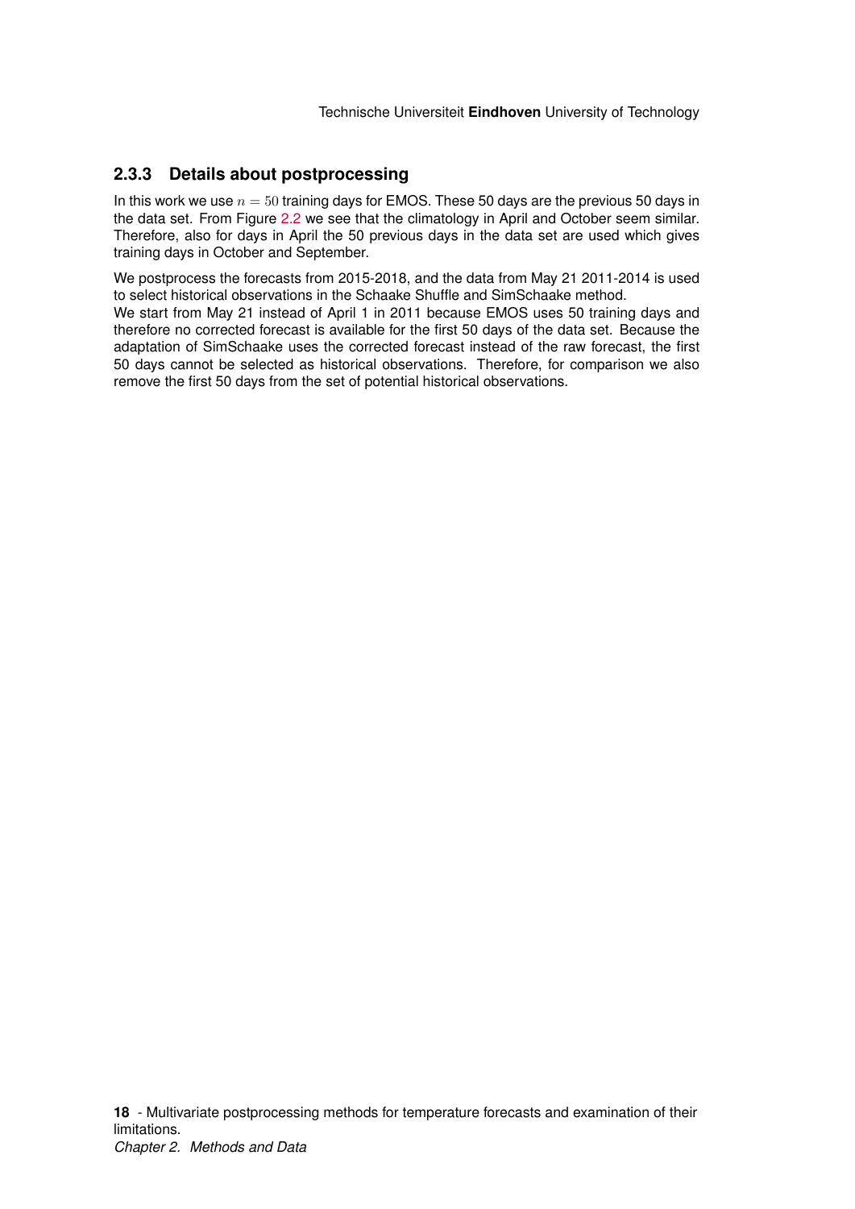### 2.3.3 Details about postprocessing

In this work we use $n = 50$ training days for EMOS. These 50 days are the previous 50 days in the data set. From Figure 2.2 we see that the climatology in April and October seem similar. Therefore, also for days in April the 50 previous days in the data set are used which gives training days in October and September.

We postprocess the forecasts from 2015-2018, and the data from May 21 2011-2014 is used to select historical observations in the Schaake Shuffle and SimSchaake method.
We start from May 21 instead of April 1 in 2011 because EMOS uses 50 training days and therefore no corrected forecast is available for the first 50 days of the data set. Because the adaptation of SimSchaake uses the corrected forecast instead of the raw forecast, the first 50 days cannot be selected as historical observations. Therefore, for comparison we also remove the first 50 days from the set of potential historical observations.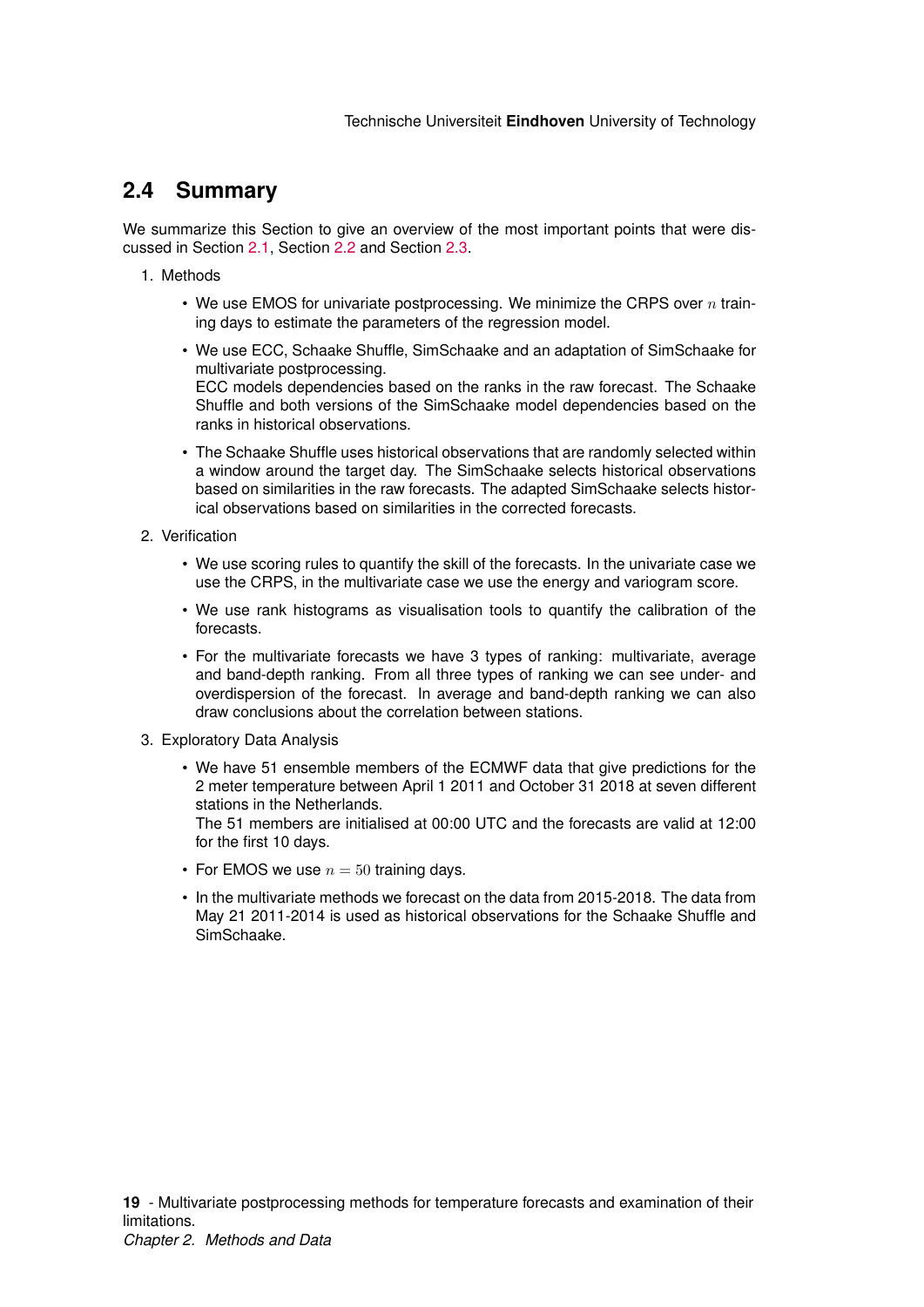## 2.4 Summary

We summarize this Section to give an overview of the most important points that were discussed in Section 2.1, Section 2.2 and Section 2.3.

1. Methods
   - We use EMOS for univariate postprocessing. We minimize the CRPS over $n$ training days to estimate the parameters of the regression model.
   - We use ECC, Schaake Shuffle, SimSchaake and an adaptation of SimSchaake for multivariate postprocessing.
     ECC models dependencies based on the ranks in the raw forecast. The Schaake Shuffle and both versions of the SimSchaake model dependencies based on the ranks in historical observations.
   - The Schaake Shuffle uses historical observations that are randomly selected within a window around the target day. The SimSchaake selects historical observations based on similarities in the raw forecasts. The adapted SimSchaake selects historical observations based on similarities in the corrected forecasts.
2. Verification
   - We use scoring rules to quantify the skill of the forecasts. In the univariate case we use the CRPS, in the multivariate case we use the energy and variogram score.
   - We use rank histograms as visualisation tools to quantify the calibration of the forecasts.
   - For the multivariate forecasts we have 3 types of ranking: multivariate, average and band-depth ranking. From all three types of ranking we can see under- and overdispersion of the forecast. In average and band-depth ranking we can also draw conclusions about the correlation between stations.
3. Exploratory Data Analysis
   - We have 51 ensemble members of the ECMWF data that give predictions for the 2 meter temperature between April 1 2011 and October 31 2018 at seven different stations in the Netherlands.
     The 51 members are initialised at 00:00 UTC and the forecasts are valid at 12:00 for the first 10 days.
   - For EMOS we use $n = 50$ training days.
   - In the multivariate methods we forecast on the data from 2015-2018. The data from May 21 2011-2014 is used as historical observations for the Schaake Shuffle and SimSchaake.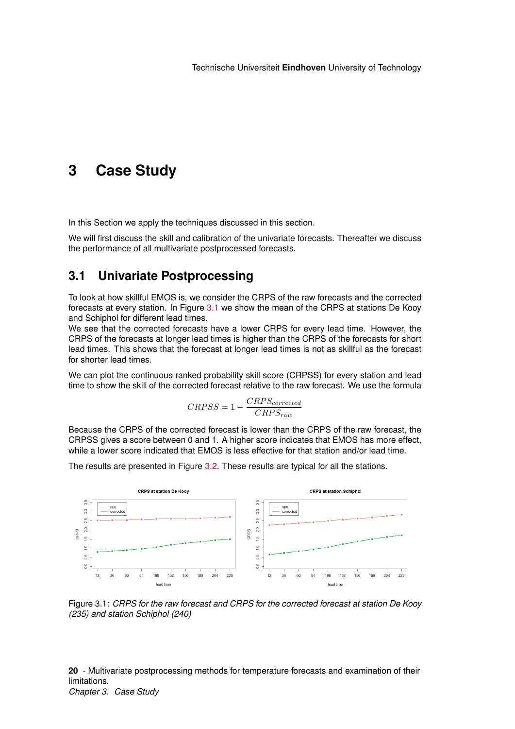# 3 Case Study

In this Section we apply the techniques discussed in this section.

We will first discuss the skill and calibration of the univariate forecasts. Thereafter we discuss the performance of all multivariate postprocessed forecasts.

## 3.1 Univariate Postprocessing

To look at how skillful EMOS is, we consider the CRPS of the raw forecasts and the corrected forecasts at every station. In Figure 3.1 we show the mean of the CRPS at stations De Kooy and Schiphol for different lead times.
We see that the corrected forecasts have a lower CRPS for every lead time. However, the CRPS of the forecasts at longer lead times is higher than the CRPS of the forecasts for short lead times. This shows that the forecast at longer lead times is not as skillful as the forecast for shorter lead times.

We can plot the continuous ranked probability skill score (CRPSS) for every station and lead time to show the skill of the corrected forecast relative to the raw forecast. We use the formula

$$CRPSS = 1 - \frac{CRPS_{corrected}}{CRPS_{raw}}$$

Because the CRPS of the corrected forecast is lower than the CRPS of the raw forecast, the CRPSS gives a score between 0 and 1. A higher score indicates that EMOS has more effect, while a lower score indicated that EMOS is less effective for that station and/or lead time.

The results are presented in Figure 3.2. These results are typical for all the stations.

Figure 3.1: *CRPS for the raw forecast and CRPS for the corrected forecast at station De Kooy (235) and station Schiphol (240)*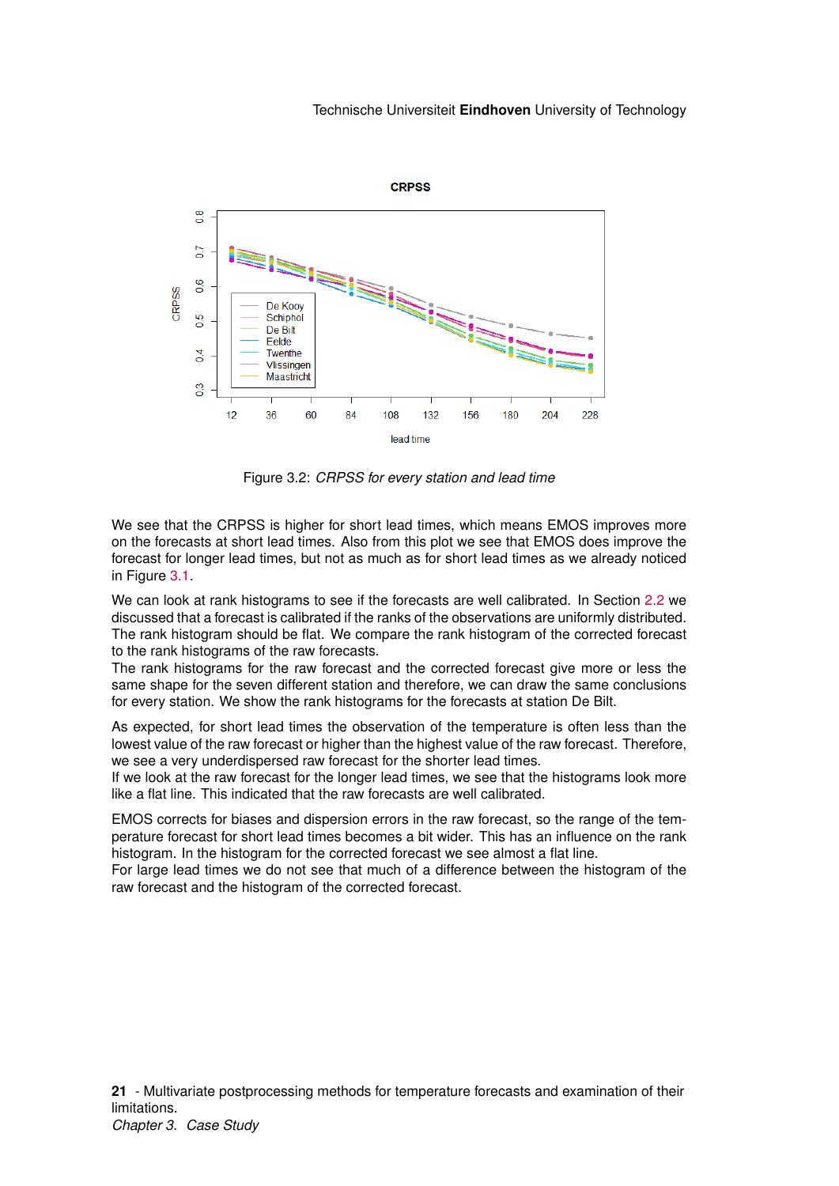Figure 3.2: *CRPSS for every station and lead time*

We see that the CRPSS is higher for short lead times, which means EMOS improves more on the forecasts at short lead times. Also from this plot we see that EMOS does improve the forecast for longer lead times, but not as much as for short lead times as we already noticed in Figure 3.1.

We can look at rank histograms to see if the forecasts are well calibrated. In Section 2.2 we discussed that a forecast is calibrated if the ranks of the observations are uniformly distributed. The rank histogram should be flat. We compare the rank histogram of the corrected forecast to the rank histograms of the raw forecasts.
The rank histograms for the raw forecast and the corrected forecast give more or less the same shape for the seven different station and therefore, we can draw the same conclusions for every station. We show the rank histograms for the forecasts at station De Bilt.

As expected, for short lead times the observation of the temperature is often less than the lowest value of the raw forecast or higher than the highest value of the raw forecast. Therefore, we see a very underdispersed raw forecast for the shorter lead times.
If we look at the raw forecast for the longer lead times, we see that the histograms look more like a flat line. This indicated that the raw forecasts are well calibrated.

EMOS corrects for biases and dispersion errors in the raw forecast, so the range of the temperature forecast for short lead times becomes a bit wider. This has an influence on the rank histogram. In the histogram for the corrected forecast we see almost a flat line.
For large lead times we do not see that much of a difference between the histogram of the raw forecast and the histogram of the corrected forecast.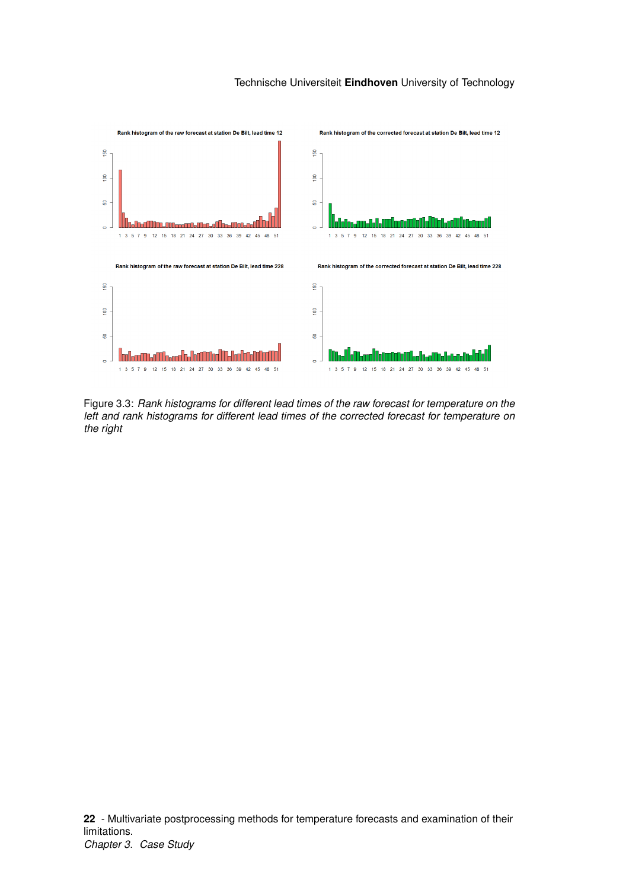Figure 3.3: *Rank histograms for different lead times of the raw forecast for temperature on the left and rank histograms for different lead times of the corrected forecast for temperature on the right*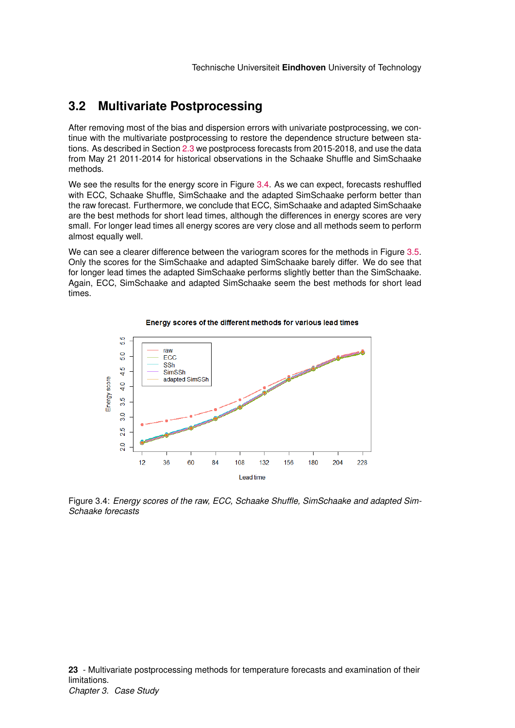## 3.2 Multivariate Postprocessing

After removing most of the bias and dispersion errors with univariate postprocessing, we continue with the multivariate postprocessing to restore the dependence structure between stations. As described in Section 2.3 we postprocess forecasts from 2015-2018, and use the data from May 21 2011-2014 for historical observations in the Schaake Shuffle and SimSchaake methods.

We see the results for the energy score in Figure 3.4. As we can expect, forecasts reshuffled with ECC, Schaake Shuffle, SimSchaake and the adapted SimSchaake perform better than the raw forecast. Furthermore, we conclude that ECC, SimSchaake and adapted SimSchaake are the best methods for short lead times, although the differences in energy scores are very small. For longer lead times all energy scores are very close and all methods seem to perform almost equally well.

We can see a clearer difference between the variogram scores for the methods in Figure 3.5. Only the scores for the SimSchaake and adapted SimSchaake barely differ. We do see that for longer lead times the adapted SimSchaake performs slightly better than the SimSchaake. Again, ECC, SimSchaake and adapted SimSchaake seem the best methods for short lead times.

Figure 3.4: *Energy scores of the raw, ECC, Schaake Shuffle, SimSchaake and adapted SimSchaake forecasts*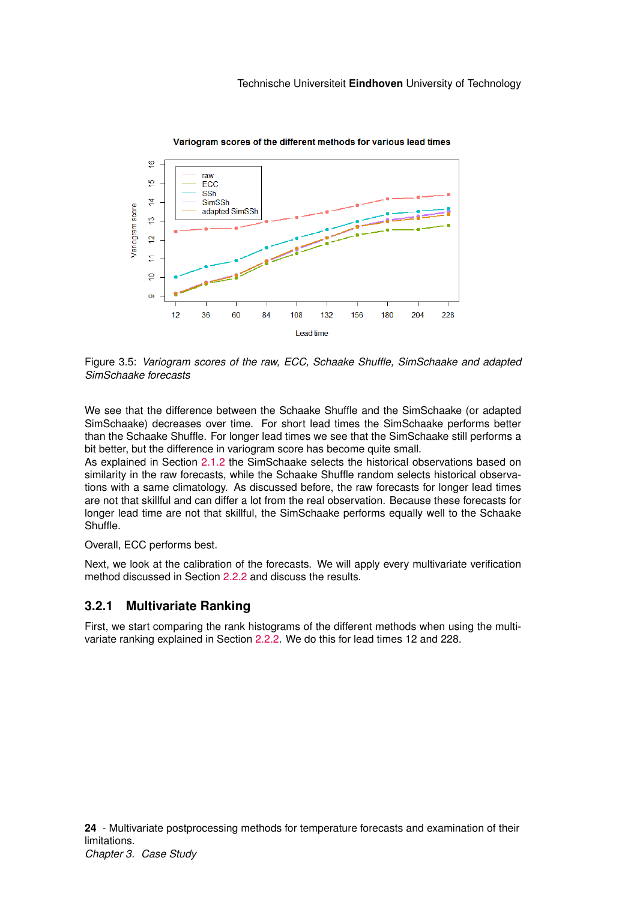Figure 3.5: *Variogram scores of the raw, ECC, Schaake Shuffle, SimSchaake and adapted SimSchaake forecasts*

We see that the difference between the Schaake Shuffle and the SimSchaake (or adapted SimSchaake) decreases over time. For short lead times the SimSchaake performs better than the Schaake Shuffle. For longer lead times we see that the SimSchaake still performs a bit better, but the difference in variogram score has become quite small.
As explained in Section 2.1.2 the SimSchaake selects the historical observations based on similarity in the raw forecasts, while the Schaake Shuffle random selects historical observations with a same climatology. As discussed before, the raw forecasts for longer lead times are not that skillful and can differ a lot from the real observation. Because these forecasts for longer lead time are not that skillful, the SimSchaake performs equally well to the Schaake Shuffle.

Overall, ECC performs best.

Next, we look at the calibration of the forecasts. We will apply every multivariate verification method discussed in Section 2.2.2 and discuss the results.

### 3.2.1 Multivariate Ranking

First, we start comparing the rank histograms of the different methods when using the multivariate ranking explained in Section 2.2.2. We do this for lead times 12 and 228.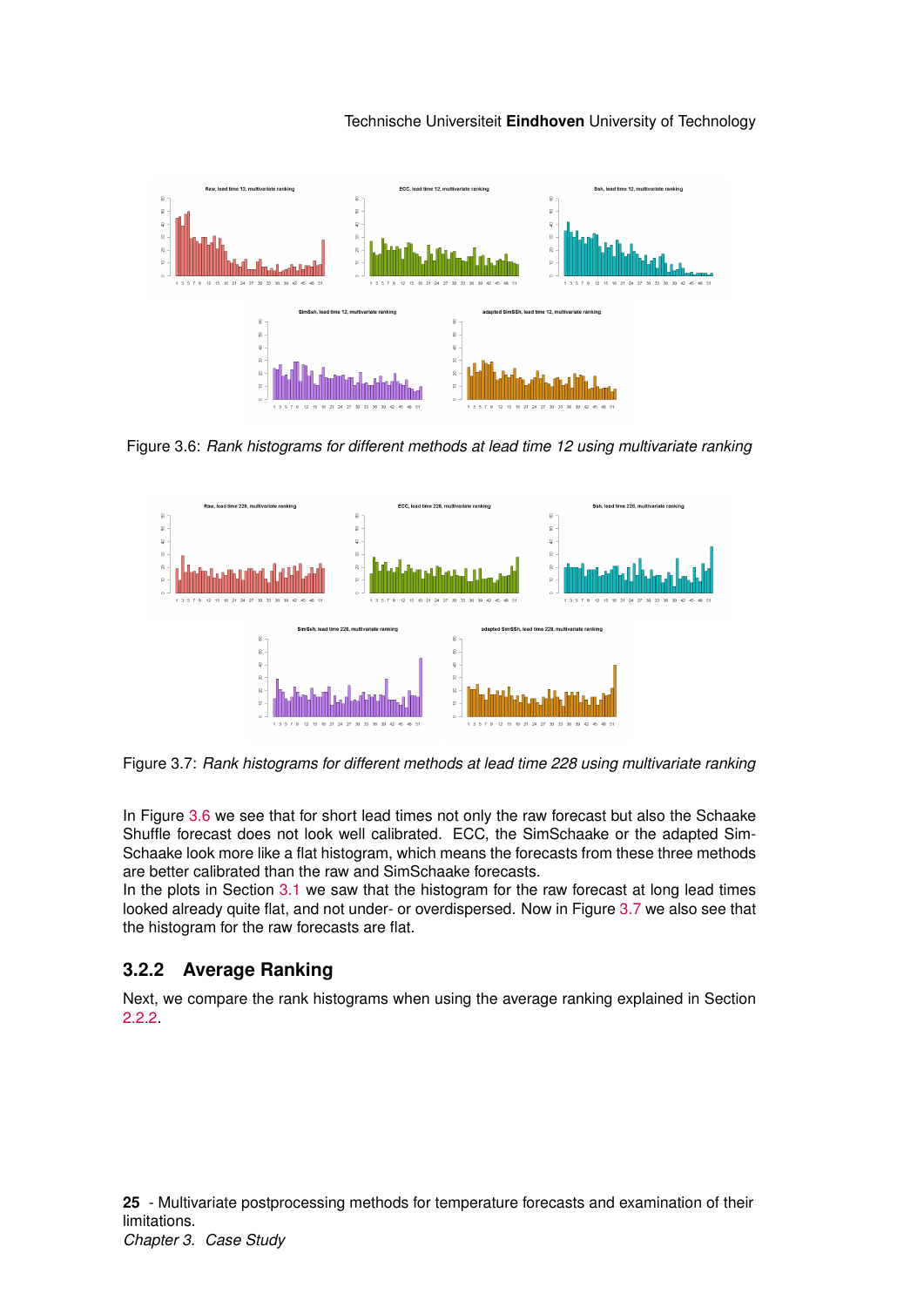Figure 3.6: *Rank histograms for different methods at lead time 12 using multivariate ranking*

Figure 3.7: *Rank histograms for different methods at lead time 228 using multivariate ranking*

In Figure 3.6 we see that for short lead times not only the raw forecast but also the Schaake Shuffle forecast does not look well calibrated. ECC, the SimSchaake or the adapted Sim-Schaake look more like a flat histogram, which means the forecasts from these three methods are better calibrated than the raw and SimSchaake forecasts.
In the plots in Section 3.1 we saw that the histogram for the raw forecast at long lead times looked already quite flat, and not under- or overdispersed. Now in Figure 3.7 we also see that the histogram for the raw forecasts are flat.

### 3.2.2 Average Ranking

Next, we compare the rank histograms when using the average ranking explained in Section 2.2.2.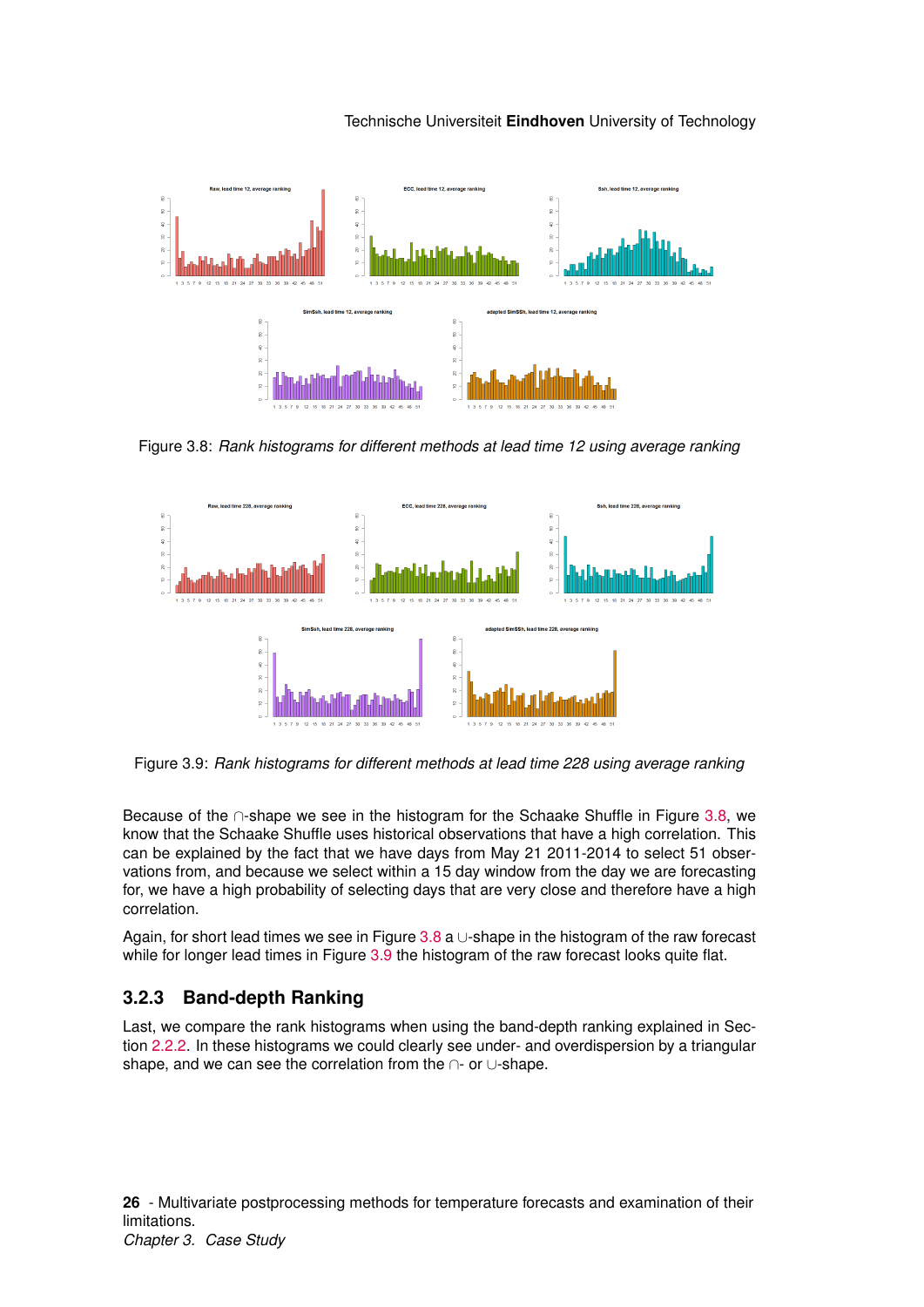Figure 3.8: *Rank histograms for different methods at lead time 12 using average ranking*

Figure 3.9: *Rank histograms for different methods at lead time 228 using average ranking*

Because of the ∩-shape we see in the histogram for the Schaake Shuffle in Figure 3.8, we know that the Schaake Shuffle uses historical observations that have a high correlation. This can be explained by the fact that we have days from May 21 2011-2014 to select 51 observations from, and because we select within a 15 day window from the day we are forecasting for, we have a high probability of selecting days that are very close and therefore have a high correlation.

Again, for short lead times we see in Figure 3.8 a ∪-shape in the histogram of the raw forecast while for longer lead times in Figure 3.9 the histogram of the raw forecast looks quite flat.

### 3.2.3 Band-depth Ranking

Last, we compare the rank histograms when using the band-depth ranking explained in Section 2.2.2. In these histograms we could clearly see under- and overdispersion by a triangular shape, and we can see the correlation from the ∩- or ∪-shape.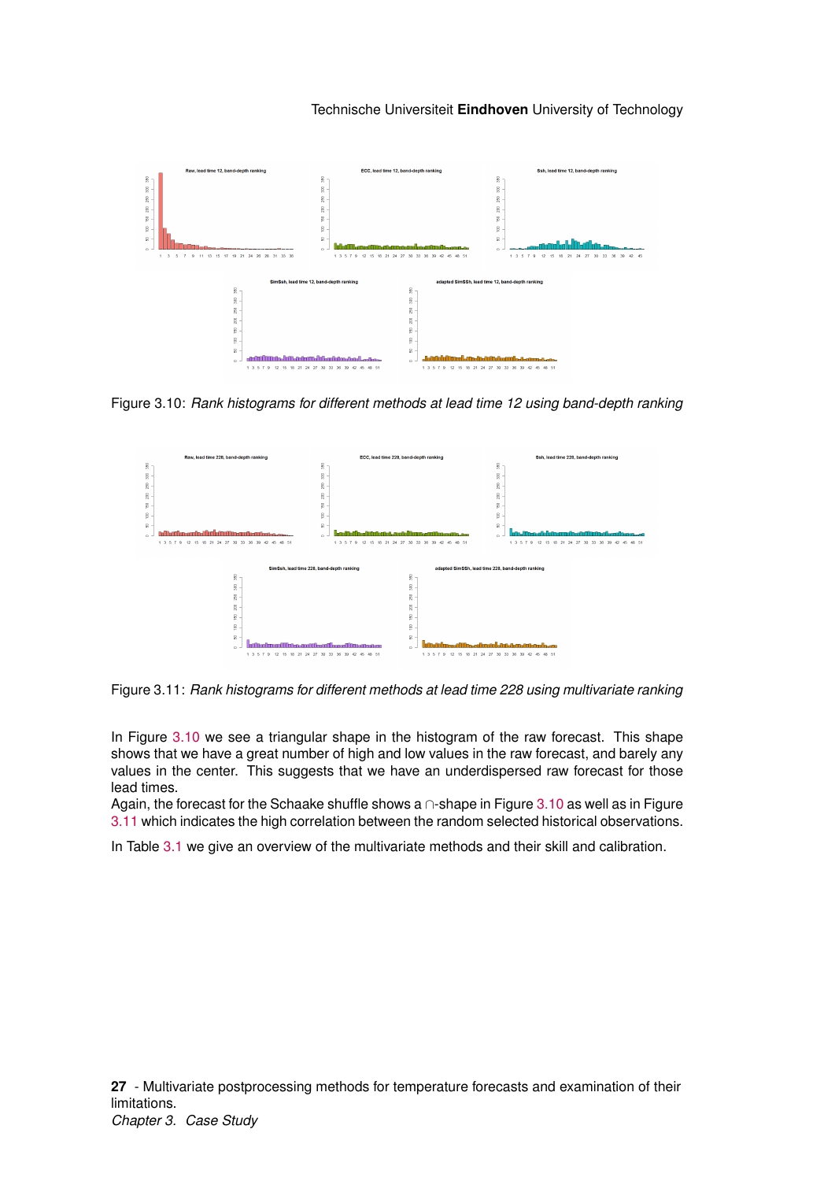Figure 3.10: *Rank histograms for different methods at lead time 12 using band-depth ranking*

Figure 3.11: *Rank histograms for different methods at lead time 228 using multivariate ranking*

In Figure 3.10 we see a triangular shape in the histogram of the raw forecast. This shape shows that we have a great number of high and low values in the raw forecast, and barely any values in the center. This suggests that we have an underdispersed raw forecast for those lead times.
Again, the forecast for the Schaake shuffle shows a ∩-shape in Figure 3.10 as well as in Figure 3.11 which indicates the high correlation between the random selected historical observations.

In Table 3.1 we give an overview of the multivariate methods and their skill and calibration.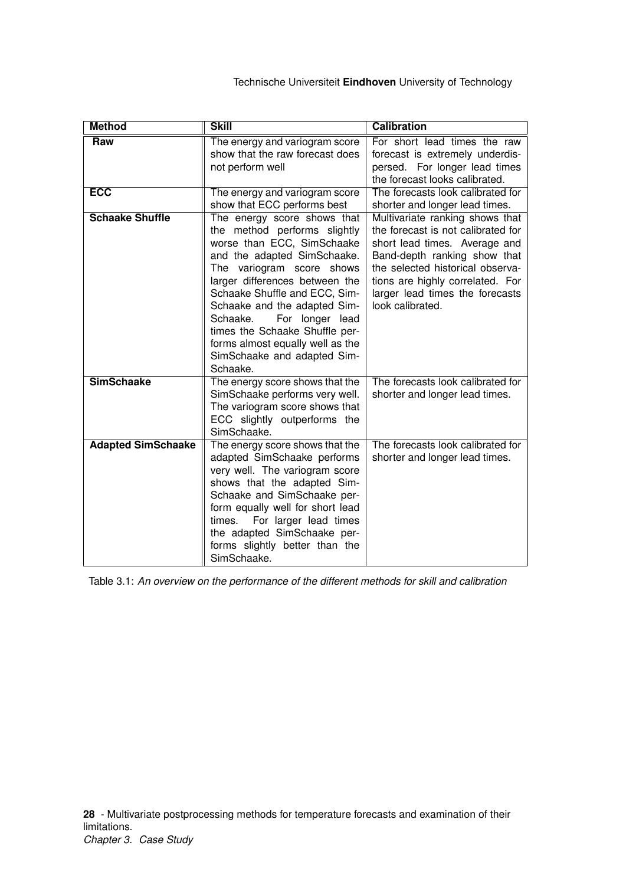| Method | Skill | Calibration |
| --- | --- | --- |
| **Raw** | The energy and variogram score show that the raw forecast does not perform well | For short lead times the raw forecast is extremely underdispersed. For longer lead times the forecast looks calibrated. |
| **ECC** | The energy and variogram score show that ECC performs best | The forecasts look calibrated for shorter and longer lead times. |
| **Schaake Shuffle** | The energy score shows that the method performs slightly worse than ECC, SimSchaake and the adapted SimSchaake. The variogram score shows larger differences between the Schaake Shuffle and ECC, SimSchaake and the adapted SimSchaake. For longer lead times the Schaake Shuffle performs almost equally well as the SimSchaake and adapted SimSchaake. | Multivariate ranking shows that the forecast is not calibrated for short lead times. Average and Band-depth ranking show that the selected historical observations are highly correlated. For larger lead times the forecasts look calibrated. |
| **SimSchaake** | The energy score shows that the SimSchaake performs very well. The variogram score shows that ECC slightly outperforms the SimSchaake. | The forecasts look calibrated for shorter and longer lead times. |
| **Adapted SimSchaake** | The energy score shows that the adapted SimSchaake performs very well. The variogram score shows that the adapted SimSchaake and SimSchaake perform equally well for short lead times. For larger lead times the adapted SimSchaake performs slightly better than the SimSchaake. | The forecasts look calibrated for shorter and longer lead times. |

Table 3.1: *An overview on the performance of the different methods for skill and calibration*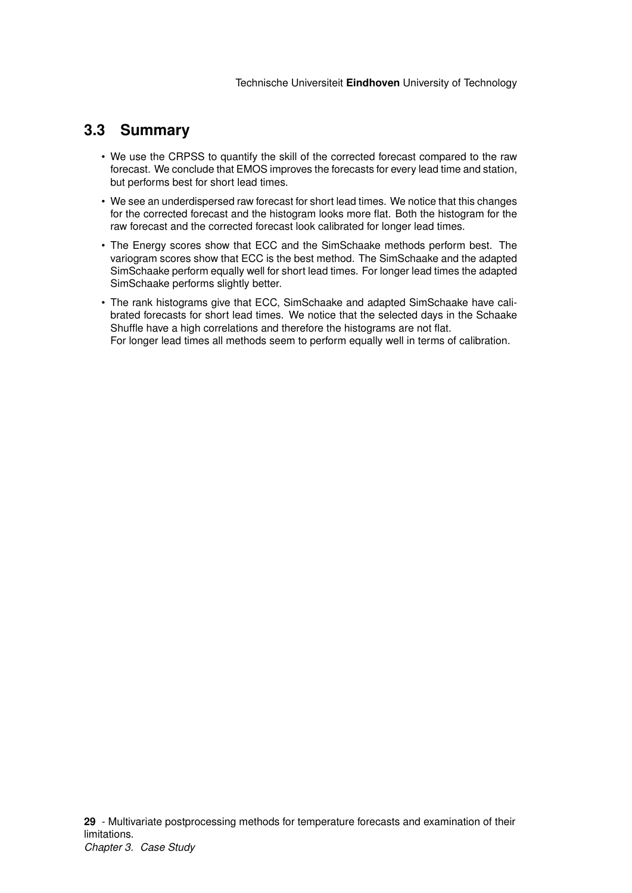## 3.3 Summary

- We use the CRPSS to quantify the skill of the corrected forecast compared to the raw forecast. We conclude that EMOS improves the forecasts for every lead time and station, but performs best for short lead times.
- We see an underdispersed raw forecast for short lead times. We notice that this changes for the corrected forecast and the histogram looks more flat. Both the histogram for the raw forecast and the corrected forecast look calibrated for longer lead times.
- The Energy scores show that ECC and the SimSchaake methods perform best. The variogram scores show that ECC is the best method. The SimSchaake and the adapted SimSchaake perform equally well for short lead times. For longer lead times the adapted SimSchaake performs slightly better.
- The rank histograms give that ECC, SimSchaake and adapted SimSchaake have calibrated forecasts for short lead times. We notice that the selected days in the Schaake Shuffle have a high correlations and therefore the histograms are not flat.
  For longer lead times all methods seem to perform equally well in terms of calibration.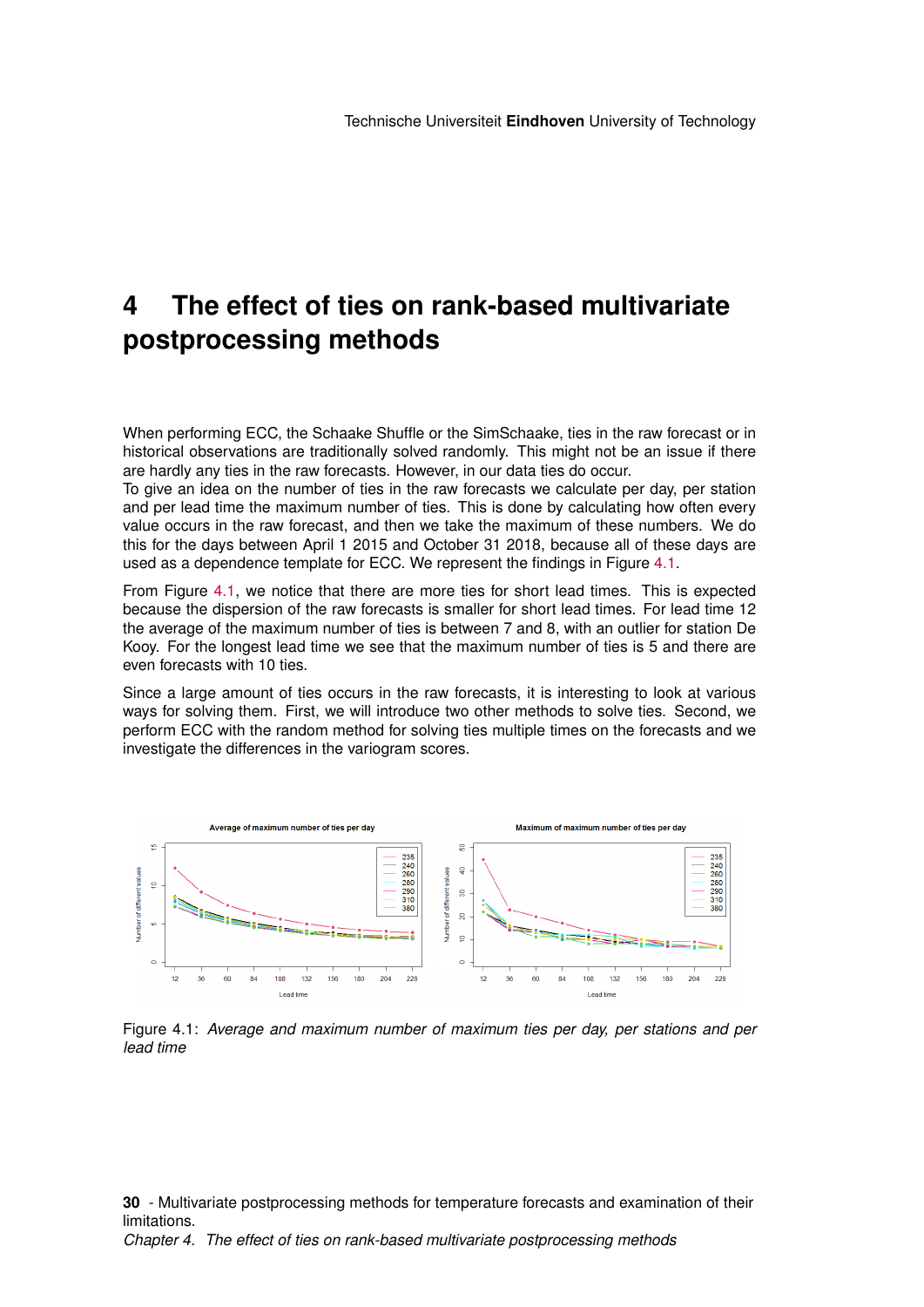# 4 The effect of ties on rank-based multivariate postprocessing methods

When performing ECC, the Schaake Shuffle or the SimSchaake, ties in the raw forecast or in historical observations are traditionally solved randomly. This might not be an issue if there are hardly any ties in the raw forecasts. However, in our data ties do occur.
To give an idea on the number of ties in the raw forecasts we calculate per day, per station and per lead time the maximum number of ties. This is done by calculating how often every value occurs in the raw forecast, and then we take the maximum of these numbers. We do this for the days between April 1 2015 and October 31 2018, because all of these days are used as a dependence template for ECC. We represent the findings in Figure 4.1.

From Figure 4.1, we notice that there are more ties for short lead times. This is expected because the dispersion of the raw forecasts is smaller for short lead times. For lead time 12 the average of the maximum number of ties is between 7 and 8, with an outlier for station De Kooy. For the longest lead time we see that the maximum number of ties is 5 and there are even forecasts with 10 ties.

Since a large amount of ties occurs in the raw forecasts, it is interesting to look at various ways for solving them. First, we will introduce two other methods to solve ties. Second, we perform ECC with the random method for solving ties multiple times on the forecasts and we investigate the differences in the variogram scores.

Figure 4.1: *Average and maximum number of maximum ties per day, per stations and per lead time*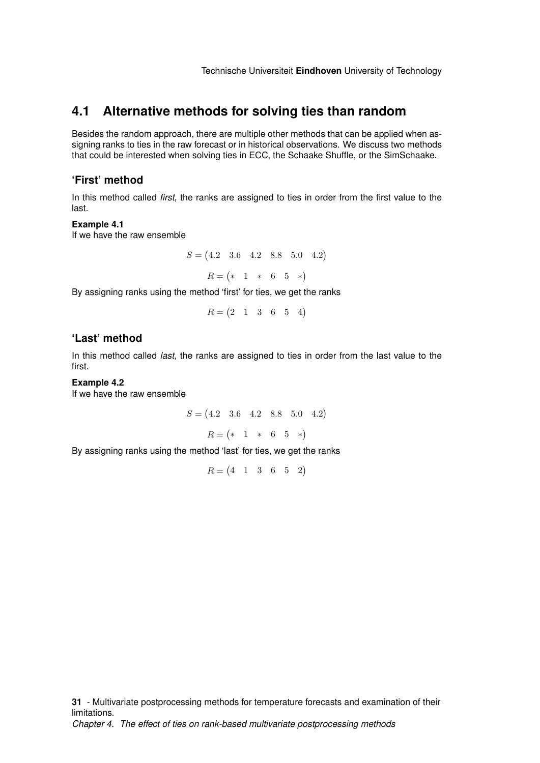## 4.1 Alternative methods for solving ties than random

Besides the random approach, there are multiple other methods that can be applied when assigning ranks to ties in the raw forecast or in historical observations. We discuss two methods that could be interested when solving ties in ECC, the Schaake Shuffle, or the SimSchaake.

### 'First' method

In this method called *first*, the ranks are assigned to ties in order from the first value to the last.

**Example 4.1**
If we have the raw ensemble

$$S = \begin{pmatrix} 4.2 & 3.6 & 4.2 & 8.8 & 5.0 & 4.2 \end{pmatrix}$$

$$R = \begin{pmatrix} * & 1 & * & 6 & 5 & * \end{pmatrix}$$

By assigning ranks using the method 'first' for ties, we get the ranks

$$R = \begin{pmatrix} 2 & 1 & 3 & 6 & 5 & 4 \end{pmatrix}$$

### 'Last' method

In this method called *last*, the ranks are assigned to ties in order from the last value to the first.

**Example 4.2**
If we have the raw ensemble

$$S = \begin{pmatrix} 4.2 & 3.6 & 4.2 & 8.8 & 5.0 & 4.2 \end{pmatrix}$$

$$R = \begin{pmatrix} * & 1 & * & 6 & 5 & * \end{pmatrix}$$

By assigning ranks using the method 'last' for ties, we get the ranks

$$R = \begin{pmatrix} 4 & 1 & 3 & 6 & 5 & 2 \end{pmatrix}$$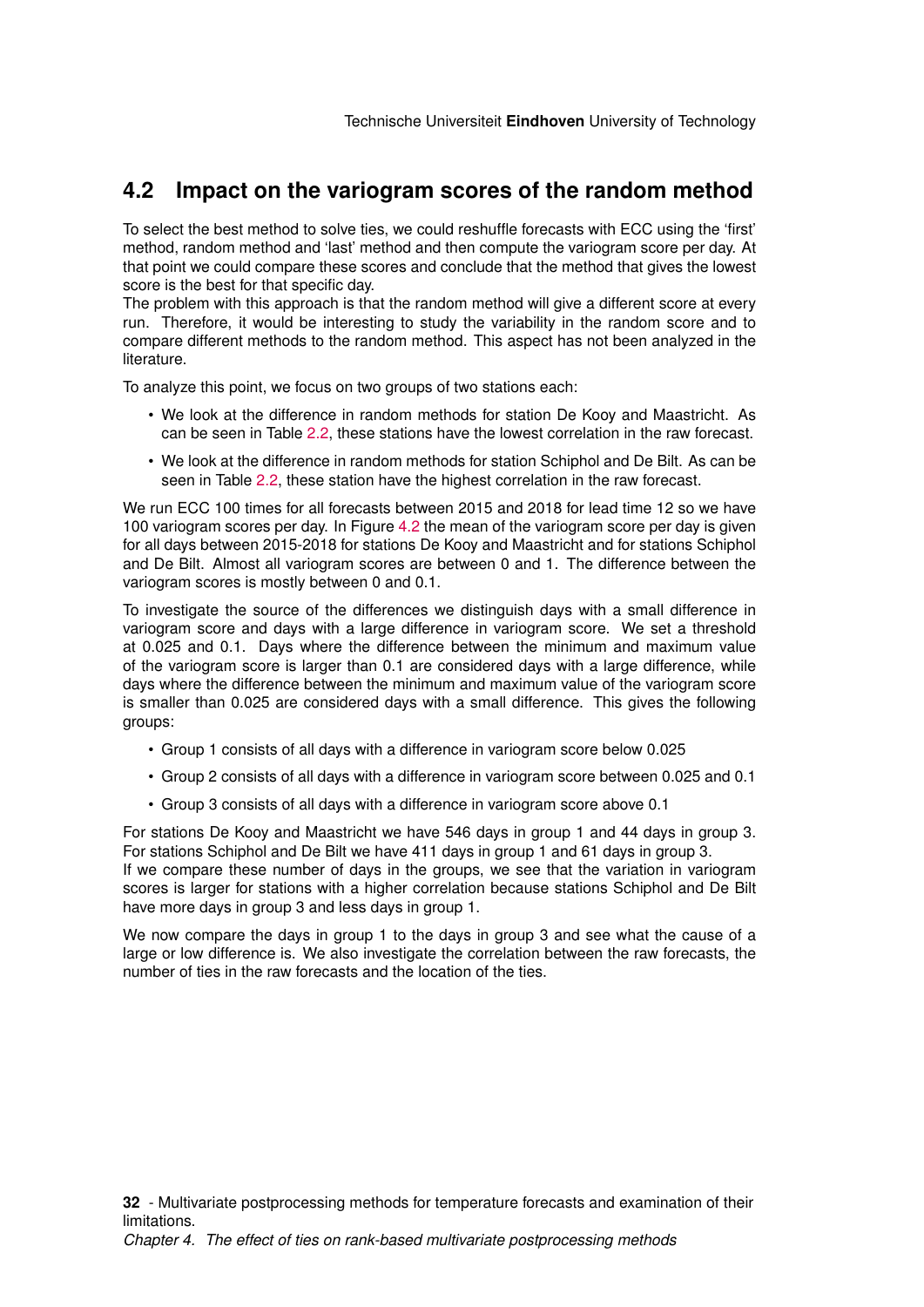## 4.2 Impact on the variogram scores of the random method

To select the best method to solve ties, we could reshuffle forecasts with ECC using the 'first' method, random method and 'last' method and then compute the variogram score per day. At that point we could compare these scores and conclude that the method that gives the lowest score is the best for that specific day.
The problem with this approach is that the random method will give a different score at every run. Therefore, it would be interesting to study the variability in the random score and to compare different methods to the random method. This aspect has not been analyzed in the literature.

To analyze this point, we focus on two groups of two stations each:

- We look at the difference in random methods for station De Kooy and Maastricht. As can be seen in Table 2.2, these stations have the lowest correlation in the raw forecast.
- We look at the difference in random methods for station Schiphol and De Bilt. As can be seen in Table 2.2, these station have the highest correlation in the raw forecast.

We run ECC 100 times for all forecasts between 2015 and 2018 for lead time 12 so we have 100 variogram scores per day. In Figure 4.2 the mean of the variogram score per day is given for all days between 2015-2018 for stations De Kooy and Maastricht and for stations Schiphol and De Bilt. Almost all variogram scores are between 0 and 1. The difference between the variogram scores is mostly between 0 and 0.1.

To investigate the source of the differences we distinguish days with a small difference in variogram score and days with a large difference in variogram score. We set a threshold at 0.025 and 0.1. Days where the difference between the minimum and maximum value of the variogram score is larger than 0.1 are considered days with a large difference, while days where the difference between the minimum and maximum value of the variogram score is smaller than 0.025 are considered days with a small difference. This gives the following groups:

- Group 1 consists of all days with a difference in variogram score below 0.025
- Group 2 consists of all days with a difference in variogram score between 0.025 and 0.1
- Group 3 consists of all days with a difference in variogram score above 0.1

For stations De Kooy and Maastricht we have 546 days in group 1 and 44 days in group 3. For stations Schiphol and De Bilt we have 411 days in group 1 and 61 days in group 3.
If we compare these number of days in the groups, we see that the variation in variogram scores is larger for stations with a higher correlation because stations Schiphol and De Bilt have more days in group 3 and less days in group 1.

We now compare the days in group 1 to the days in group 3 and see what the cause of a large or low difference is. We also investigate the correlation between the raw forecasts, the number of ties in the raw forecasts and the location of the ties.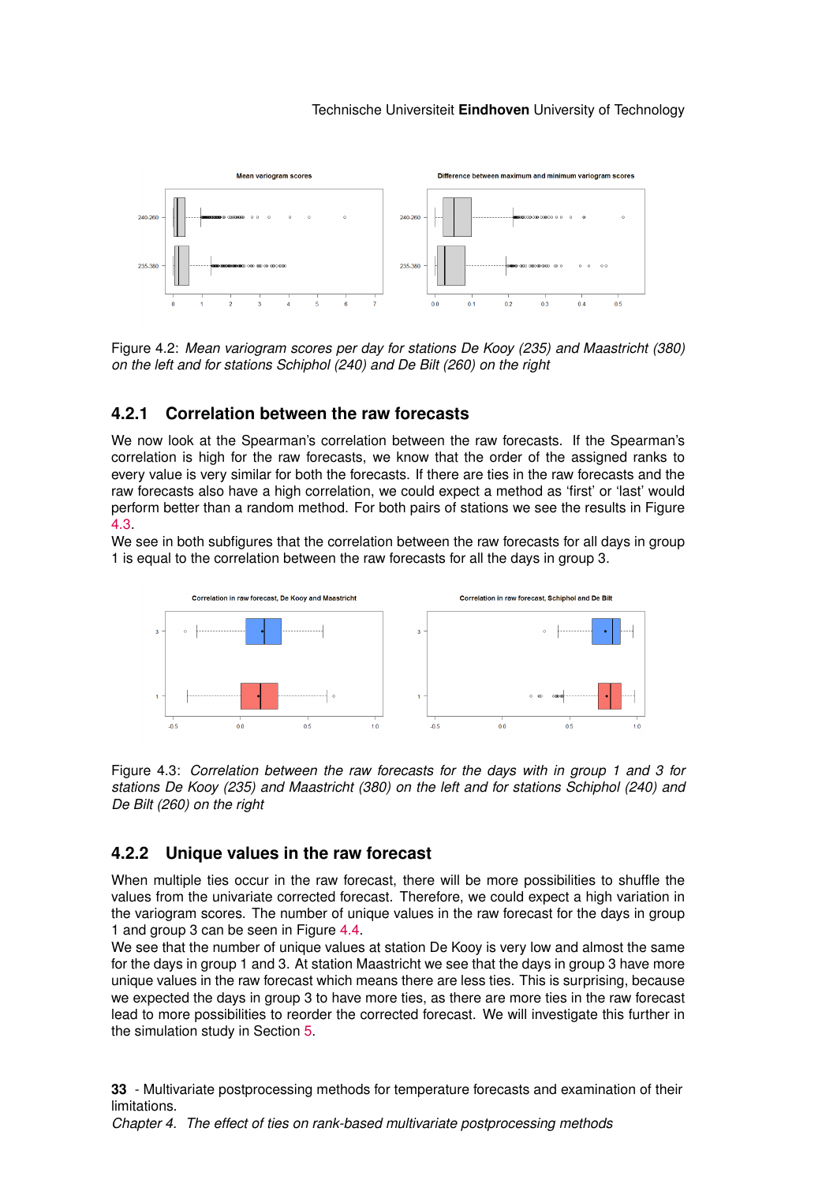Figure 4.2: *Mean variogram scores per day for stations De Kooy (235) and Maastricht (380) on the left and for stations Schiphol (240) and De Bilt (260) on the right*

### 4.2.1 Correlation between the raw forecasts

We now look at the Spearman's correlation between the raw forecasts. If the Spearman's correlation is high for the raw forecasts, we know that the order of the assigned ranks to every value is very similar for both the forecasts. If there are ties in the raw forecasts and the raw forecasts also have a high correlation, we could expect a method as 'first' or 'last' would perform better than a random method. For both pairs of stations we see the results in Figure 4.3.

We see in both subfigures that the correlation between the raw forecasts for all days in group 1 is equal to the correlation between the raw forecasts for all the days in group 3.

Figure 4.3: *Correlation between the raw forecasts for the days with in group 1 and 3 for stations De Kooy (235) and Maastricht (380) on the left and for stations Schiphol (240) and De Bilt (260) on the right*

### 4.2.2 Unique values in the raw forecast

When multiple ties occur in the raw forecast, there will be more possibilities to shuffle the values from the univariate corrected forecast. Therefore, we could expect a high variation in the variogram scores. The number of unique values in the raw forecast for the days in group 1 and group 3 can be seen in Figure 4.4.

We see that the number of unique values at station De Kooy is very low and almost the same for the days in group 1 and 3. At station Maastricht we see that the days in group 3 have more unique values in the raw forecast which means there are less ties. This is surprising, because we expected the days in group 3 to have more ties, as there are more ties in the raw forecast lead to more possibilities to reorder the corrected forecast. We will investigate this further in the simulation study in Section 5.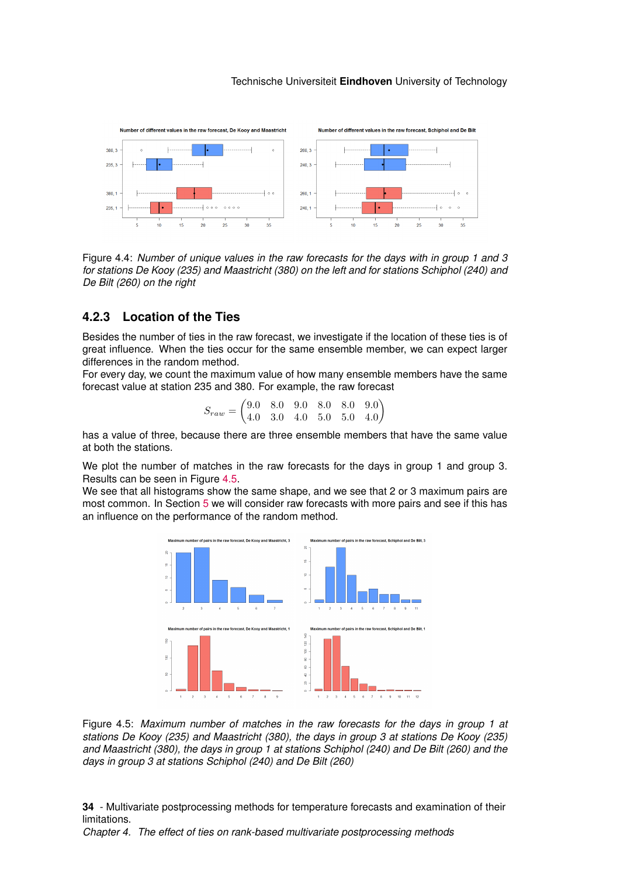Figure 4.4: *Number of unique values in the raw forecasts for the days with in group 1 and 3 for stations De Kooy (235) and Maastricht (380) on the left and for stations Schiphol (240) and De Bilt (260) on the right*

### 4.2.3 Location of the Ties

Besides the number of ties in the raw forecast, we investigate if the location of these ties is of great influence. When the ties occur for the same ensemble member, we can expect larger differences in the random method.

For every day, we count the maximum value of how many ensemble members have the same forecast value at station 235 and 380. For example, the raw forecast

$$S_{raw} = \begin{pmatrix} 9.0 & 8.0 & 9.0 & 8.0 & 8.0 & 9.0 \\ 4.0 & 3.0 & 4.0 & 5.0 & 5.0 & 4.0 \end{pmatrix}$$

has a value of three, because there are three ensemble members that have the same value at both the stations.

We plot the number of matches in the raw forecasts for the days in group 1 and group 3. Results can be seen in Figure 4.5.

We see that all histograms show the same shape, and we see that 2 or 3 maximum pairs are most common. In Section 5 we will consider raw forecasts with more pairs and see if this has an influence on the performance of the random method.

Figure 4.5: *Maximum number of matches in the raw forecasts for the days in group 1 at stations De Kooy (235) and Maastricht (380), the days in group 3 at stations De Kooy (235) and Maastricht (380), the days in group 1 at stations Schiphol (240) and De Bilt (260) and the days in group 3 at stations Schiphol (240) and De Bilt (260)*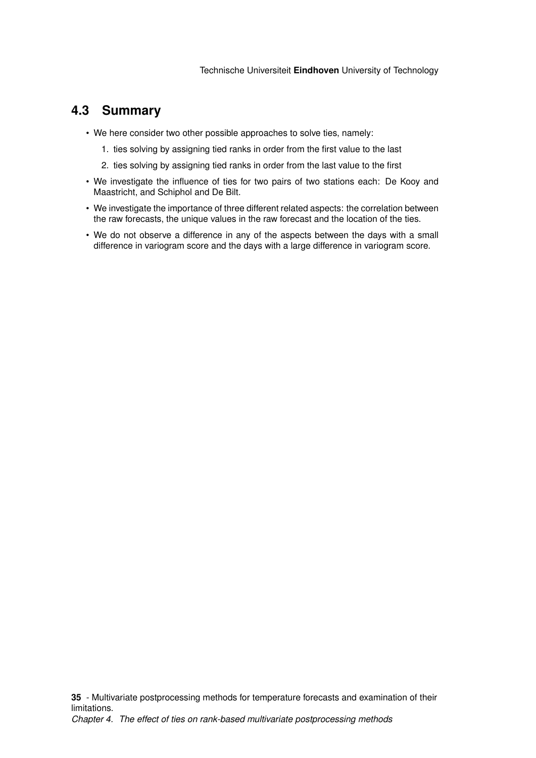## 4.3 Summary

- We here consider two other possible approaches to solve ties, namely:
  1. ties solving by assigning tied ranks in order from the first value to the last
  2. ties solving by assigning tied ranks in order from the last value to the first
- We investigate the influence of ties for two pairs of two stations each: De Kooy and Maastricht, and Schiphol and De Bilt.
- We investigate the importance of three different related aspects: the correlation between the raw forecasts, the unique values in the raw forecast and the location of the ties.
- We do not observe a difference in any of the aspects between the days with a small difference in variogram score and the days with a large difference in variogram score.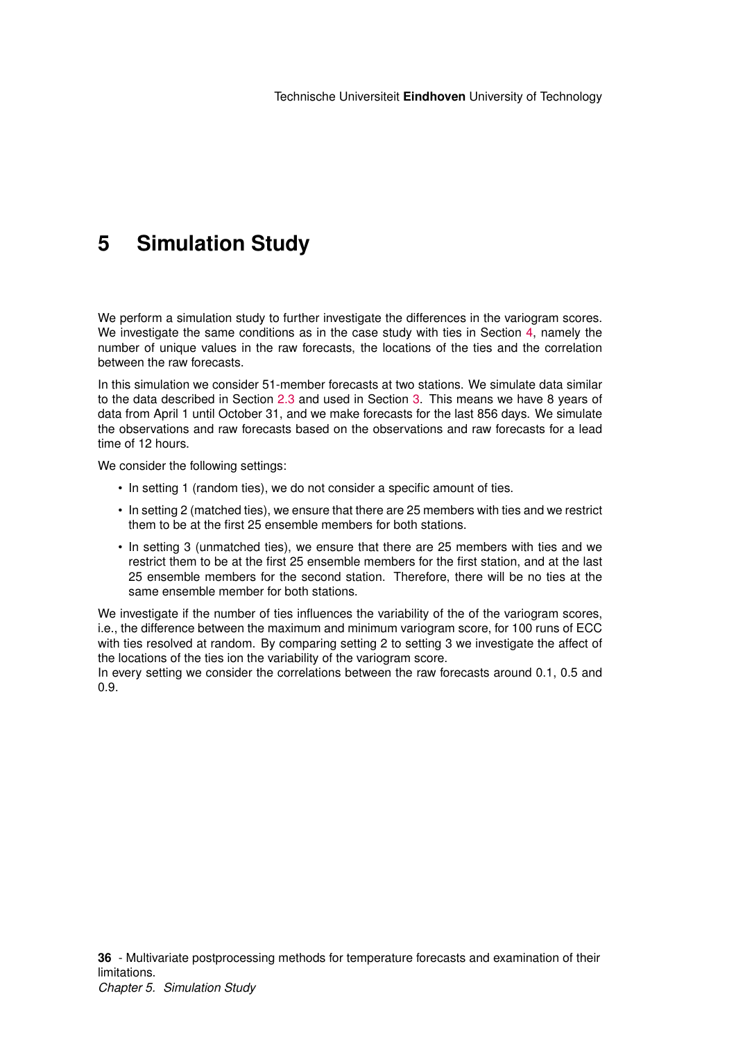# 5 Simulation Study

We perform a simulation study to further investigate the differences in the variogram scores. We investigate the same conditions as in the case study with ties in Section 4, namely the number of unique values in the raw forecasts, the locations of the ties and the correlation between the raw forecasts.

In this simulation we consider 51-member forecasts at two stations. We simulate data similar to the data described in Section 2.3 and used in Section 3. This means we have 8 years of data from April 1 until October 31, and we make forecasts for the last 856 days. We simulate the observations and raw forecasts based on the observations and raw forecasts for a lead time of 12 hours.

We consider the following settings:

- In setting 1 (random ties), we do not consider a specific amount of ties.
- In setting 2 (matched ties), we ensure that there are 25 members with ties and we restrict them to be at the first 25 ensemble members for both stations.
- In setting 3 (unmatched ties), we ensure that there are 25 members with ties and we restrict them to be at the first 25 ensemble members for the first station, and at the last 25 ensemble members for the second station. Therefore, there will be no ties at the same ensemble member for both stations.

We investigate if the number of ties influences the variability of the of the variogram scores, i.e., the difference between the maximum and minimum variogram score, for 100 runs of ECC with ties resolved at random. By comparing setting 2 to setting 3 we investigate the affect of the locations of the ties ion the variability of the variogram score.
In every setting we consider the correlations between the raw forecasts around 0.1, 0.5 and 0.9.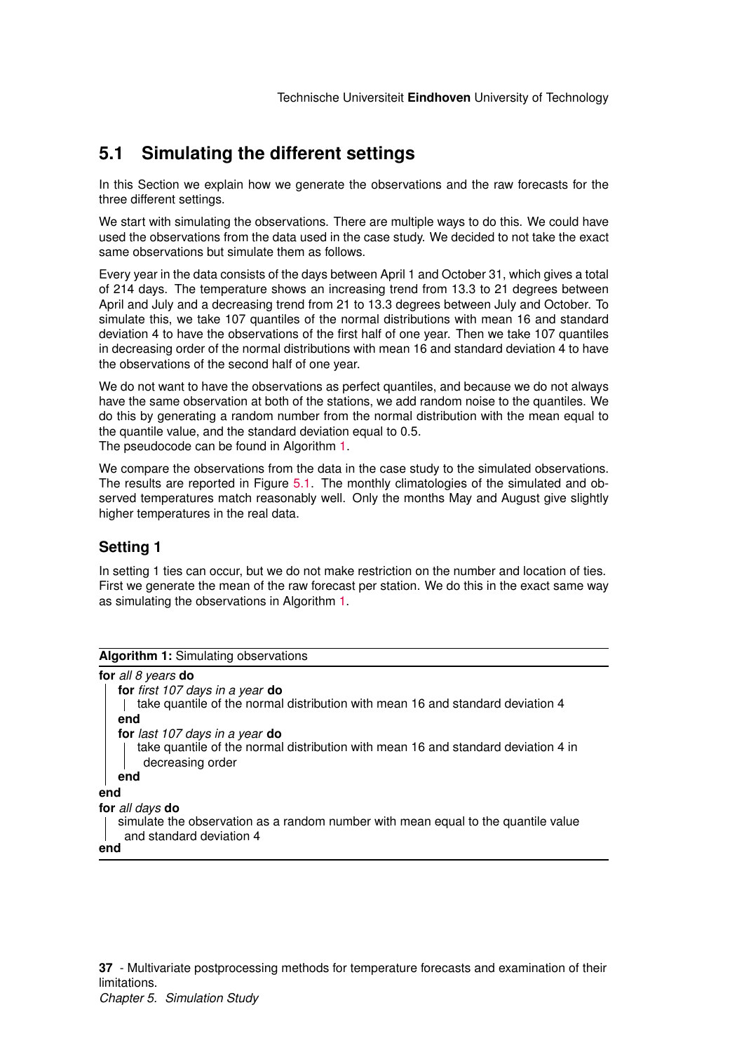## 5.1 Simulating the different settings

In this Section we explain how we generate the observations and the raw forecasts for the three different settings.

We start with simulating the observations. There are multiple ways to do this. We could have used the observations from the data used in the case study. We decided to not take the exact same observations but simulate them as follows.

Every year in the data consists of the days between April 1 and October 31, which gives a total of 214 days. The temperature shows an increasing trend from 13.3 to 21 degrees between April and July and a decreasing trend from 21 to 13.3 degrees between July and October. To simulate this, we take 107 quantiles of the normal distributions with mean 16 and standard deviation 4 to have the observations of the first half of one year. Then we take 107 quantiles in decreasing order of the normal distributions with mean 16 and standard deviation 4 to have the observations of the second half of one year.

We do not want to have the observations as perfect quantiles, and because we do not always have the same observation at both of the stations, we add random noise to the quantiles. We do this by generating a random number from the normal distribution with the mean equal to the quantile value, and the standard deviation equal to 0.5.
The pseudocode can be found in Algorithm 1.

We compare the observations from the data in the case study to the simulated observations. The results are reported in Figure 5.1. The monthly climatologies of the simulated and observed temperatures match reasonably well. Only the months May and August give slightly higher temperatures in the real data.

### Setting 1

In setting 1 ties can occur, but we do not make restriction on the number and location of ties. First we generate the mean of the raw forecast per station. We do this in the exact same way as simulating the observations in Algorithm 1.

**Algorithm 1:** Simulating observations

```
for all 8 years do
    for first 107 days in a year do
        take quantile of the normal distribution with mean 16 and standard deviation 4
    end
    for last 107 days in a year do
        take quantile of the normal distribution with mean 16 and standard deviation 4 in
          decreasing order
    end
end
for all days do
    simulate the observation as a random number with mean equal to the quantile value
      and standard deviation 4
end
```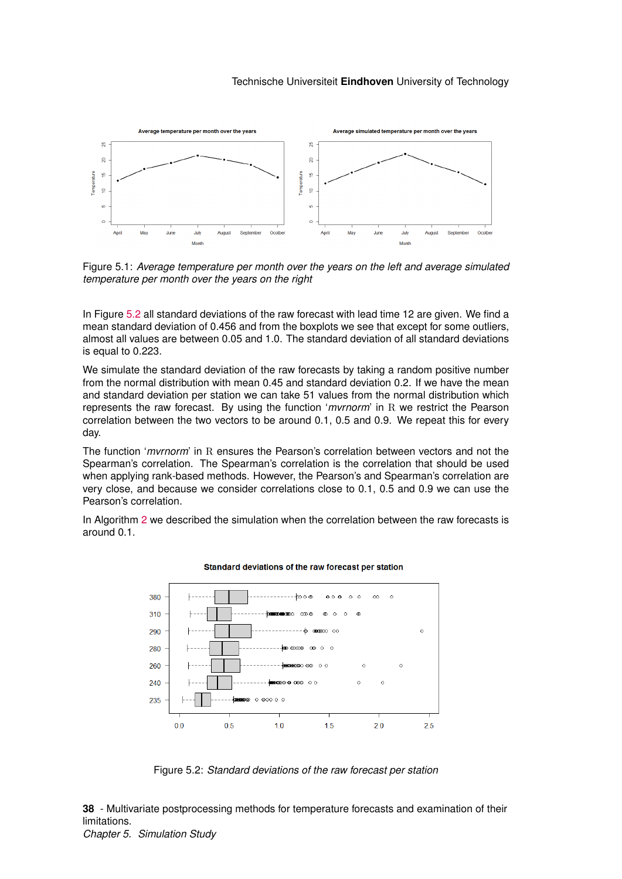Figure 5.1: *Average temperature per month over the years on the left and average simulated temperature per month over the years on the right*

In Figure 5.2 all standard deviations of the raw forecast with lead time 12 are given. We find a mean standard deviation of 0.456 and from the boxplots we see that except for some outliers, almost all values are between 0.05 and 1.0. The standard deviation of all standard deviations is equal to 0.223.

We simulate the standard deviation of the raw forecasts by taking a random positive number from the normal distribution with mean 0.45 and standard deviation 0.2. If we have the mean and standard deviation per station we can take 51 values from the normal distribution which represents the raw forecast. By using the function '*mvrnorm*' in $\mathbb{R}$ we restrict the Pearson correlation between the two vectors to be around 0.1, 0.5 and 0.9. We repeat this for every day.

The function '*mvrnorm*' in $\mathbb{R}$ ensures the Pearson's correlation between vectors and not the Spearman's correlation. The Spearman's correlation is the correlation that should be used when applying rank-based methods. However, the Pearson's and Spearman's correlation are very close, and because we consider correlations close to 0.1, 0.5 and 0.9 we can use the Pearson's correlation.

In Algorithm 2 we described the simulation when the correlation between the raw forecasts is around 0.1.

Figure 5.2: *Standard deviations of the raw forecast per station*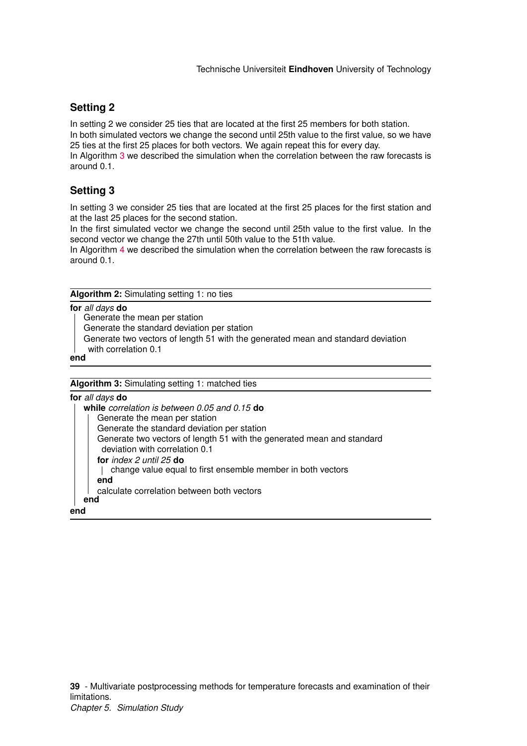## Setting 2

In setting 2 we consider 25 ties that are located at the first 25 members for both station.
In both simulated vectors we change the second until 25th value to the first value, so we have 25 ties at the first 25 places for both vectors. We again repeat this for every day.
In Algorithm 3 we described the simulation when the correlation between the raw forecasts is around 0.1.

## Setting 3

In setting 3 we consider 25 ties that are located at the first 25 places for the first station and at the last 25 places for the second station.
In the first simulated vector we change the second until 25th value to the first value. In the second vector we change the 27th until 50th value to the 51th value.
In Algorithm 4 we described the simulation when the correlation between the raw forecasts is around 0.1.

---

**Algorithm 2:** Simulating setting 1: no ties

```
for all days do
    Generate the mean per station
    Generate the standard deviation per station
    Generate two vectors of length 51 with the generated mean and standard deviation
      with correlation 0.1
end
```

---

**Algorithm 3:** Simulating setting 1: matched ties

```
for all days do
    while correlation is between 0.05 and 0.15 do
        Generate the mean per station
        Generate the standard deviation per station
        Generate two vectors of length 51 with the generated mean and standard
          deviation with correlation 0.1
        for index 2 until 25 do
            change value equal to first ensemble member in both vectors
        end
        calculate correlation between both vectors
    end
end
```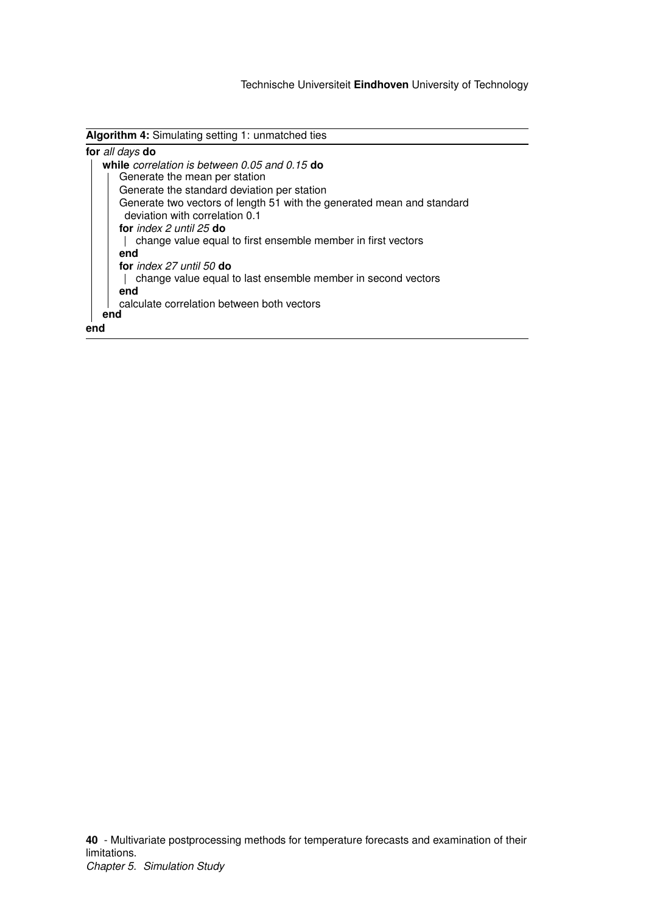**Algorithm 4:** Simulating setting 1: unmatched ties

```
for all days do
    while correlation is between 0.05 and 0.15 do
        Generate the mean per station
        Generate the standard deviation per station
        Generate two vectors of length 51 with the generated mean and standard
         deviation with correlation 0.1
        for index 2 until 25 do
            change value equal to first ensemble member in first vectors
        end
        for index 27 until 50 do
            change value equal to last ensemble member in second vectors
        end
        calculate correlation between both vectors
    end
end
```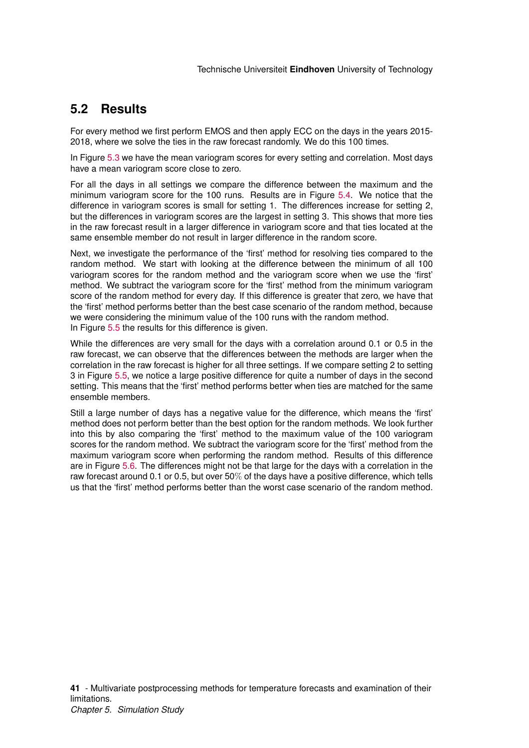## 5.2 Results

For every method we first perform EMOS and then apply ECC on the days in the years 2015-2018, where we solve the ties in the raw forecast randomly. We do this 100 times.

In Figure 5.3 we have the mean variogram scores for every setting and correlation. Most days have a mean variogram score close to zero.

For all the days in all settings we compare the difference between the maximum and the minimum variogram score for the 100 runs. Results are in Figure 5.4. We notice that the difference in variogram scores is small for setting 1. The differences increase for setting 2, but the differences in variogram scores are the largest in setting 3. This shows that more ties in the raw forecast result in a larger difference in variogram score and that ties located at the same ensemble member do not result in larger difference in the random score.

Next, we investigate the performance of the 'first' method for resolving ties compared to the random method. We start with looking at the difference between the minimum of all 100 variogram scores for the random method and the variogram score when we use the 'first' method. We subtract the variogram score for the 'first' method from the minimum variogram score of the random method for every day. If this difference is greater that zero, we have that the 'first' method performs better than the best case scenario of the random method, because we were considering the minimum value of the 100 runs with the random method.
In Figure 5.5 the results for this difference is given.

While the differences are very small for the days with a correlation around 0.1 or 0.5 in the raw forecast, we can observe that the differences between the methods are larger when the correlation in the raw forecast is higher for all three settings. If we compare setting 2 to setting 3 in Figure 5.5, we notice a large positive difference for quite a number of days in the second setting. This means that the 'first' method performs better when ties are matched for the same ensemble members.

Still a large number of days has a negative value for the difference, which means the 'first' method does not perform better than the best option for the random methods. We look further into this by also comparing the 'first' method to the maximum value of the 100 variogram scores for the random method. We subtract the variogram score for the 'first' method from the maximum variogram score when performing the random method. Results of this difference are in Figure 5.6. The differences might not be that large for the days with a correlation in the raw forecast around 0.1 or 0.5, but over 50% of the days have a positive difference, which tells us that the 'first' method performs better than the worst case scenario of the random method.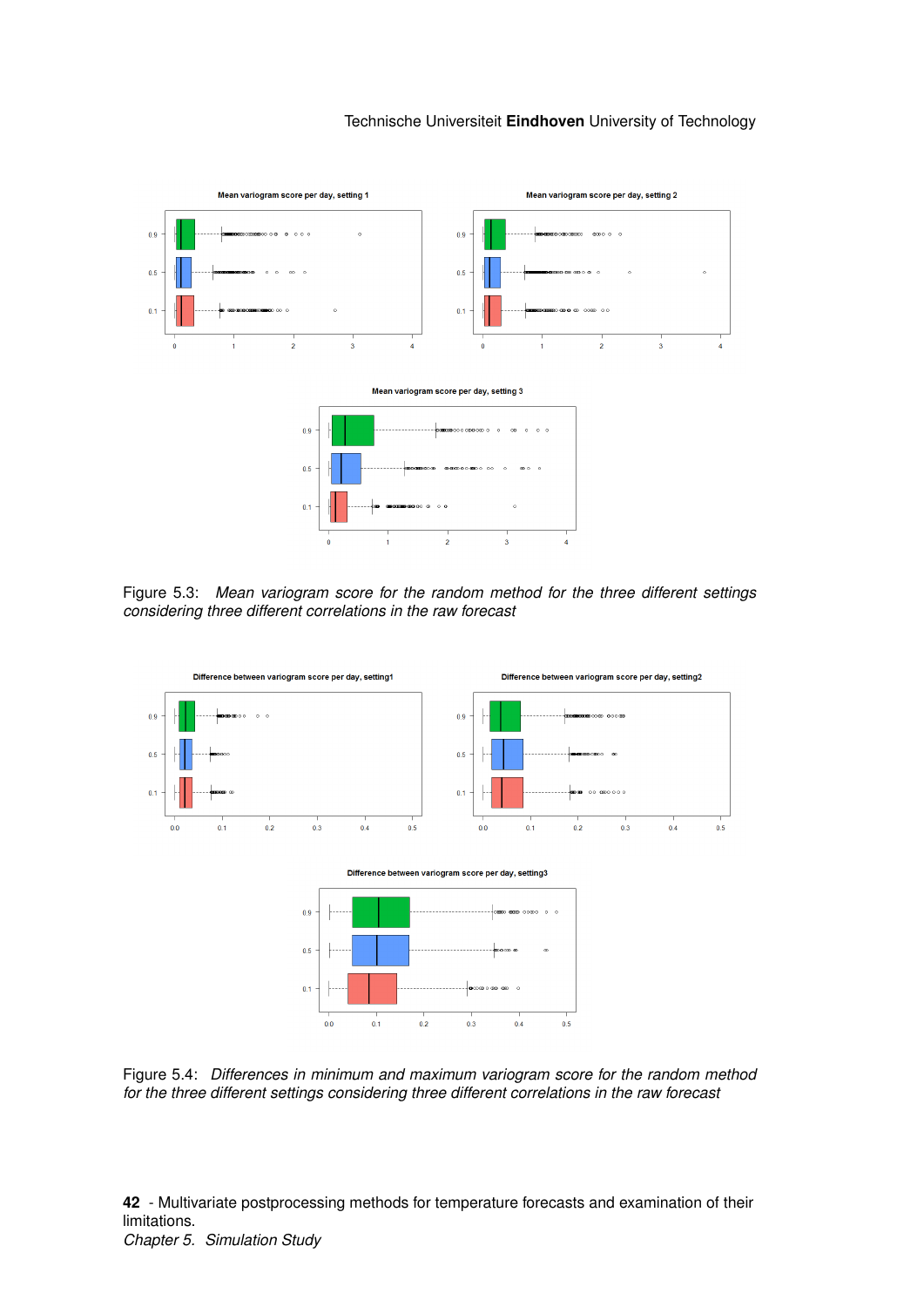Figure 5.3: *Mean variogram score for the random method for the three different settings considering three different correlations in the raw forecast*

Figure 5.4: *Differences in minimum and maximum variogram score for the random method for the three different settings considering three different correlations in the raw forecast*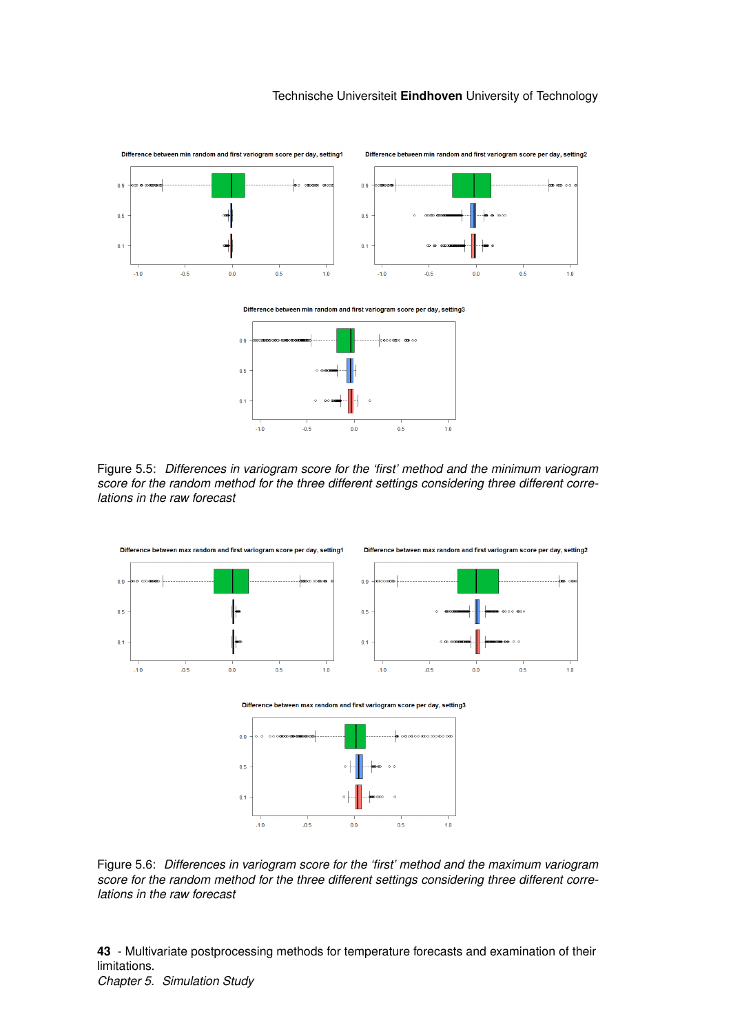Figure 5.5: *Differences in variogram score for the 'first' method and the minimum variogram score for the random method for the three different settings considering three different correlations in the raw forecast*

Figure 5.6: *Differences in variogram score for the 'first' method and the maximum variogram score for the random method for the three different settings considering three different correlations in the raw forecast*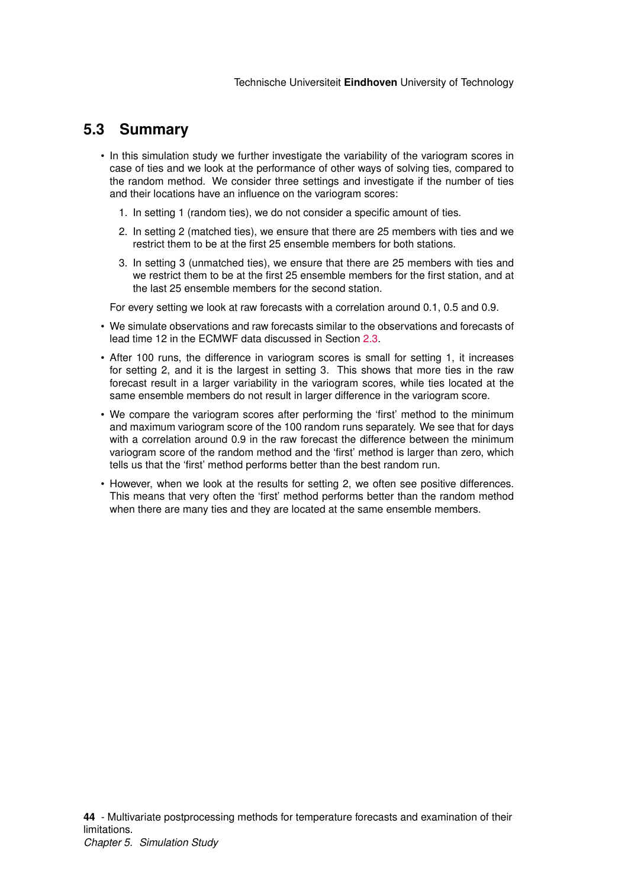## 5.3 Summary

- In this simulation study we further investigate the variability of the variogram scores in case of ties and we look at the performance of other ways of solving ties, compared to the random method. We consider three settings and investigate if the number of ties and their locations have an influence on the variogram scores:

  1. In setting 1 (random ties), we do not consider a specific amount of ties.
  2. In setting 2 (matched ties), we ensure that there are 25 members with ties and we restrict them to be at the first 25 ensemble members for both stations.
  3. In setting 3 (unmatched ties), we ensure that there are 25 members with ties and we restrict them to be at the first 25 ensemble members for the first station, and at the last 25 ensemble members for the second station.

  For every setting we look at raw forecasts with a correlation around 0.1, 0.5 and 0.9.

- We simulate observations and raw forecasts similar to the observations and forecasts of lead time 12 in the ECMWF data discussed in Section 2.3.
- After 100 runs, the difference in variogram scores is small for setting 1, it increases for setting 2, and it is the largest in setting 3. This shows that more ties in the raw forecast result in a larger variability in the variogram scores, while ties located at the same ensemble members do not result in larger difference in the variogram score.
- We compare the variogram scores after performing the 'first' method to the minimum and maximum variogram score of the 100 random runs separately. We see that for days with a correlation around 0.9 in the raw forecast the difference between the minimum variogram score of the random method and the 'first' method is larger than zero, which tells us that the 'first' method performs better than the best random run.
- However, when we look at the results for setting 2, we often see positive differences. This means that very often the 'first' method performs better than the random method when there are many ties and they are located at the same ensemble members.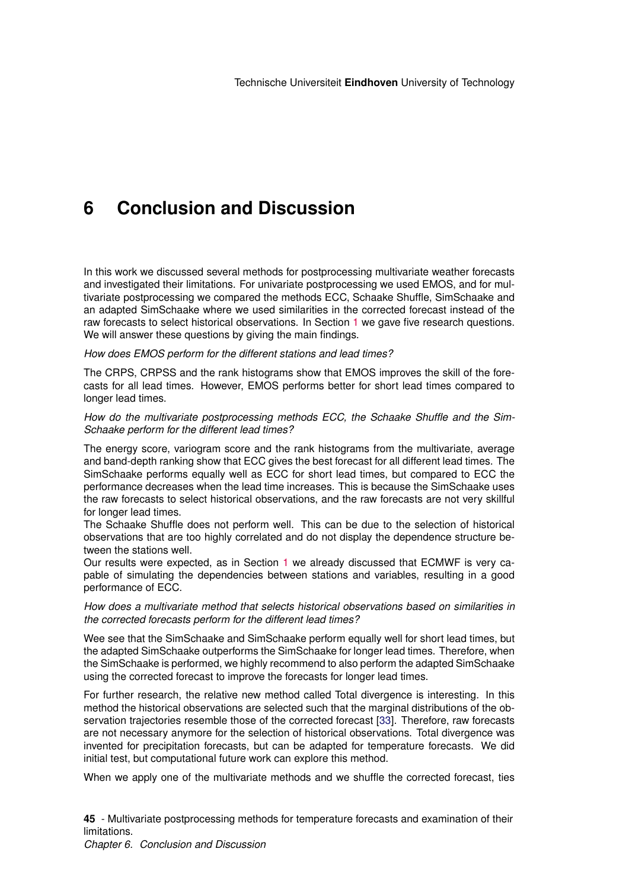# 6 Conclusion and Discussion

In this work we discussed several methods for postprocessing multivariate weather forecasts and investigated their limitations. For univariate postprocessing we used EMOS, and for multivariate postprocessing we compared the methods ECC, Schaake Shuffle, SimSchaake and an adapted SimSchaake where we used similarities in the corrected forecast instead of the raw forecasts to select historical observations. In Section 1 we gave five research questions. We will answer these questions by giving the main findings.

*How does EMOS perform for the different stations and lead times?*

The CRPS, CRPSS and the rank histograms show that EMOS improves the skill of the forecasts for all lead times. However, EMOS performs better for short lead times compared to longer lead times.

*How do the multivariate postprocessing methods ECC, the Schaake Shuffle and the SimSchaake perform for the different lead times?*

The energy score, variogram score and the rank histograms from the multivariate, average and band-depth ranking show that ECC gives the best forecast for all different lead times. The SimSchaake performs equally well as ECC for short lead times, but compared to ECC the performance decreases when the lead time increases. This is because the SimSchaake uses the raw forecasts to select historical observations, and the raw forecasts are not very skillful for longer lead times.
The Schaake Shuffle does not perform well. This can be due to the selection of historical observations that are too highly correlated and do not display the dependence structure between the stations well.
Our results were expected, as in Section 1 we already discussed that ECMWF is very capable of simulating the dependencies between stations and variables, resulting in a good performance of ECC.

*How does a multivariate method that selects historical observations based on similarities in the corrected forecasts perform for the different lead times?*

Wee see that the SimSchaake and SimSchaake perform equally well for short lead times, but the adapted SimSchaake outperforms the SimSchaake for longer lead times. Therefore, when the SimSchaake is performed, we highly recommend to also perform the adapted SimSchaake using the corrected forecast to improve the forecasts for longer lead times.

For further research, the relative new method called Total divergence is interesting. In this method the historical observations are selected such that the marginal distributions of the observation trajectories resemble those of the corrected forecast [33]. Therefore, raw forecasts are not necessary anymore for the selection of historical observations. Total divergence was invented for precipitation forecasts, but can be adapted for temperature forecasts. We did initial test, but computational future work can explore this method.

When we apply one of the multivariate methods and we shuffle the corrected forecast, ties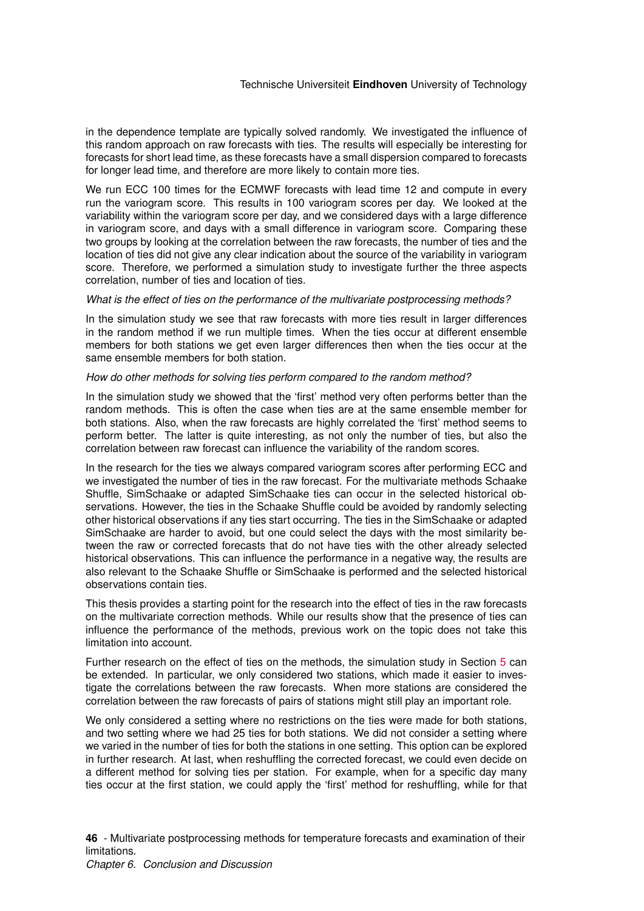in the dependence template are typically solved randomly. We investigated the influence of this random approach on raw forecasts with ties. The results will especially be interesting for forecasts for short lead time, as these forecasts have a small dispersion compared to forecasts for longer lead time, and therefore are more likely to contain more ties.

We run ECC 100 times for the ECMWF forecasts with lead time 12 and compute in every run the variogram score. This results in 100 variogram scores per day. We looked at the variability within the variogram score per day, and we considered days with a large difference in variogram score, and days with a small difference in variogram score. Comparing these two groups by looking at the correlation between the raw forecasts, the number of ties and the location of ties did not give any clear indication about the source of the variability in variogram score. Therefore, we performed a simulation study to investigate further the three aspects correlation, number of ties and location of ties.

*What is the effect of ties on the performance of the multivariate postprocessing methods?*

In the simulation study we see that raw forecasts with more ties result in larger differences in the random method if we run multiple times. When the ties occur at different ensemble members for both stations we get even larger differences then when the ties occur at the same ensemble members for both station.

*How do other methods for solving ties perform compared to the random method?*

In the simulation study we showed that the 'first' method very often performs better than the random methods. This is often the case when ties are at the same ensemble member for both stations. Also, when the raw forecasts are highly correlated the 'first' method seems to perform better. The latter is quite interesting, as not only the number of ties, but also the correlation between raw forecast can influence the variability of the random scores.

In the research for the ties we always compared variogram scores after performing ECC and we investigated the number of ties in the raw forecast. For the multivariate methods Schaake Shuffle, SimSchaake or adapted SimSchaake ties can occur in the selected historical observations. However, the ties in the Schaake Shuffle could be avoided by randomly selecting other historical observations if any ties start occurring. The ties in the SimSchaake or adapted SimSchaake are harder to avoid, but one could select the days with the most similarity between the raw or corrected forecasts that do not have ties with the other already selected historical observations. This can influence the performance in a negative way, the results are also relevant to the Schaake Shuffle or SimSchaake is performed and the selected historical observations contain ties.

This thesis provides a starting point for the research into the effect of ties in the raw forecasts on the multivariate correction methods. While our results show that the presence of ties can influence the performance of the methods, previous work on the topic does not take this limitation into account.

Further research on the effect of ties on the methods, the simulation study in Section 5 can be extended. In particular, we only considered two stations, which made it easier to investigate the correlations between the raw forecasts. When more stations are considered the correlation between the raw forecasts of pairs of stations might still play an important role.

We only considered a setting where no restrictions on the ties were made for both stations, and two setting where we had 25 ties for both stations. We did not consider a setting where we varied in the number of ties for both the stations in one setting. This option can be explored in further research. At last, when reshuffling the corrected forecast, we could even decide on a different method for solving ties per station. For example, when for a specific day many ties occur at the first station, we could apply the 'first' method for reshuffling, while for that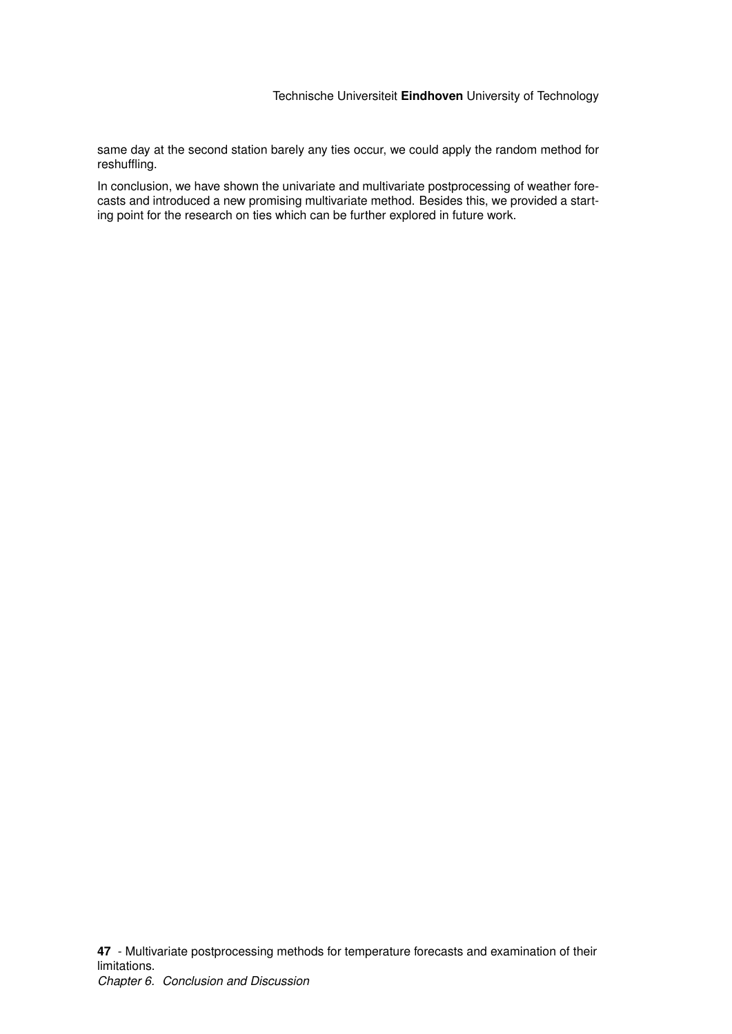same day at the second station barely any ties occur, we could apply the random method for reshuffling.

In conclusion, we have shown the univariate and multivariate postprocessing of weather forecasts and introduced a new promising multivariate method. Besides this, we provided a starting point for the research on ties which can be further explored in future work.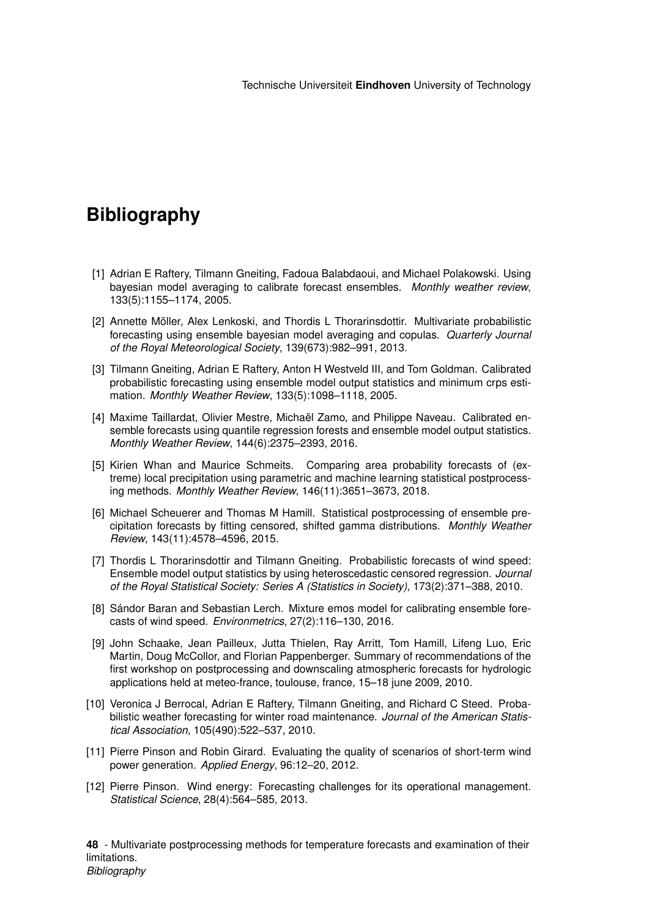# Bibliography

[1] Adrian E Raftery, Tilmann Gneiting, Fadoua Balabdaoui, and Michael Polakowski. Using bayesian model averaging to calibrate forecast ensembles. *Monthly weather review*, 133(5):1155–1174, 2005.

[2] Annette Möller, Alex Lenkoski, and Thordis L Thorarinsdottir. Multivariate probabilistic forecasting using ensemble bayesian model averaging and copulas. *Quarterly Journal of the Royal Meteorological Society*, 139(673):982–991, 2013.

[3] Tilmann Gneiting, Adrian E Raftery, Anton H Westveld III, and Tom Goldman. Calibrated probabilistic forecasting using ensemble model output statistics and minimum crps estimation. *Monthly Weather Review*, 133(5):1098–1118, 2005.

[4] Maxime Taillardat, Olivier Mestre, Michaël Zamo, and Philippe Naveau. Calibrated ensemble forecasts using quantile regression forests and ensemble model output statistics. *Monthly Weather Review*, 144(6):2375–2393, 2016.

[5] Kirien Whan and Maurice Schmeits. Comparing area probability forecasts of (extreme) local precipitation using parametric and machine learning statistical postprocessing methods. *Monthly Weather Review*, 146(11):3651–3673, 2018.

[6] Michael Scheuerer and Thomas M Hamill. Statistical postprocessing of ensemble precipitation forecasts by fitting censored, shifted gamma distributions. *Monthly Weather Review*, 143(11):4578–4596, 2015.

[7] Thordis L Thorarinsdottir and Tilmann Gneiting. Probabilistic forecasts of wind speed: Ensemble model output statistics by using heteroscedastic censored regression. *Journal of the Royal Statistical Society: Series A (Statistics in Society)*, 173(2):371–388, 2010.

[8] Sándor Baran and Sebastian Lerch. Mixture emos model for calibrating ensemble forecasts of wind speed. *Environmetrics*, 27(2):116–130, 2016.

[9] John Schaake, Jean Pailleux, Jutta Thielen, Ray Arritt, Tom Hamill, Lifeng Luo, Eric Martin, Doug McCollor, and Florian Pappenberger. Summary of recommendations of the first workshop on postprocessing and downscaling atmospheric forecasts for hydrologic applications held at meteo-france, toulouse, france, 15–18 june 2009, 2010.

[10] Veronica J Berrocal, Adrian E Raftery, Tilmann Gneiting, and Richard C Steed. Probabilistic weather forecasting for winter road maintenance. *Journal of the American Statistical Association*, 105(490):522–537, 2010.

[11] Pierre Pinson and Robin Girard. Evaluating the quality of scenarios of short-term wind power generation. *Applied Energy*, 96:12–20, 2012.

[12] Pierre Pinson. Wind energy: Forecasting challenges for its operational management. *Statistical Science*, 28(4):564–585, 2013.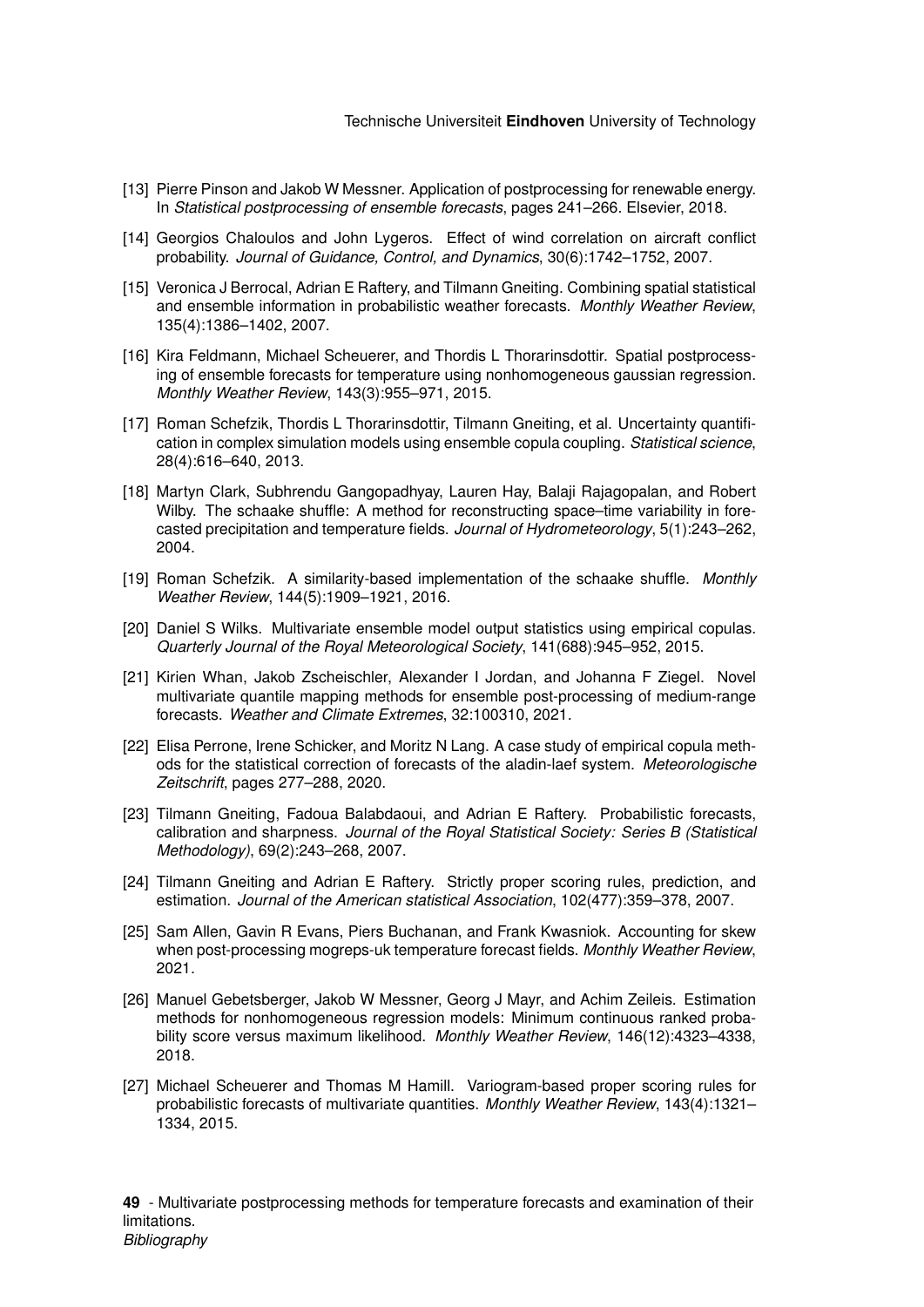[13] Pierre Pinson and Jakob W Messner. Application of postprocessing for renewable energy. In *Statistical postprocessing of ensemble forecasts*, pages 241–266. Elsevier, 2018.

[14] Georgios Chaloulos and John Lygeros. Effect of wind correlation on aircraft conflict probability. *Journal of Guidance, Control, and Dynamics*, 30(6):1742–1752, 2007.

[15] Veronica J Berrocal, Adrian E Raftery, and Tilmann Gneiting. Combining spatial statistical and ensemble information in probabilistic weather forecasts. *Monthly Weather Review*, 135(4):1386–1402, 2007.

[16] Kira Feldmann, Michael Scheuerer, and Thordis L Thorarinsdottir. Spatial postprocessing of ensemble forecasts for temperature using nonhomogeneous gaussian regression. *Monthly Weather Review*, 143(3):955–971, 2015.

[17] Roman Schefzik, Thordis L Thorarinsdottir, Tilmann Gneiting, et al. Uncertainty quantification in complex simulation models using ensemble copula coupling. *Statistical science*, 28(4):616–640, 2013.

[18] Martyn Clark, Subhrendu Gangopadhyay, Lauren Hay, Balaji Rajagopalan, and Robert Wilby. The schaake shuffle: A method for reconstructing space–time variability in forecasted precipitation and temperature fields. *Journal of Hydrometeorology*, 5(1):243–262, 2004.

[19] Roman Schefzik. A similarity-based implementation of the schaake shuffle. *Monthly Weather Review*, 144(5):1909–1921, 2016.

[20] Daniel S Wilks. Multivariate ensemble model output statistics using empirical copulas. *Quarterly Journal of the Royal Meteorological Society*, 141(688):945–952, 2015.

[21] Kirien Whan, Jakob Zscheischler, Alexander I Jordan, and Johanna F Ziegel. Novel multivariate quantile mapping methods for ensemble post-processing of medium-range forecasts. *Weather and Climate Extremes*, 32:100310, 2021.

[22] Elisa Perrone, Irene Schicker, and Moritz N Lang. A case study of empirical copula methods for the statistical correction of forecasts of the aladin-laef system. *Meteorologische Zeitschrift*, pages 277–288, 2020.

[23] Tilmann Gneiting, Fadoua Balabdaoui, and Adrian E Raftery. Probabilistic forecasts, calibration and sharpness. *Journal of the Royal Statistical Society: Series B (Statistical Methodology)*, 69(2):243–268, 2007.

[24] Tilmann Gneiting and Adrian E Raftery. Strictly proper scoring rules, prediction, and estimation. *Journal of the American statistical Association*, 102(477):359–378, 2007.

[25] Sam Allen, Gavin R Evans, Piers Buchanan, and Frank Kwasniok. Accounting for skew when post-processing mogreps-uk temperature forecast fields. *Monthly Weather Review*, 2021.

[26] Manuel Gebetsberger, Jakob W Messner, Georg J Mayr, and Achim Zeileis. Estimation methods for nonhomogeneous regression models: Minimum continuous ranked probability score versus maximum likelihood. *Monthly Weather Review*, 146(12):4323–4338, 2018.

[27] Michael Scheuerer and Thomas M Hamill. Variogram-based proper scoring rules for probabilistic forecasts of multivariate quantities. *Monthly Weather Review*, 143(4):1321–1334, 2015.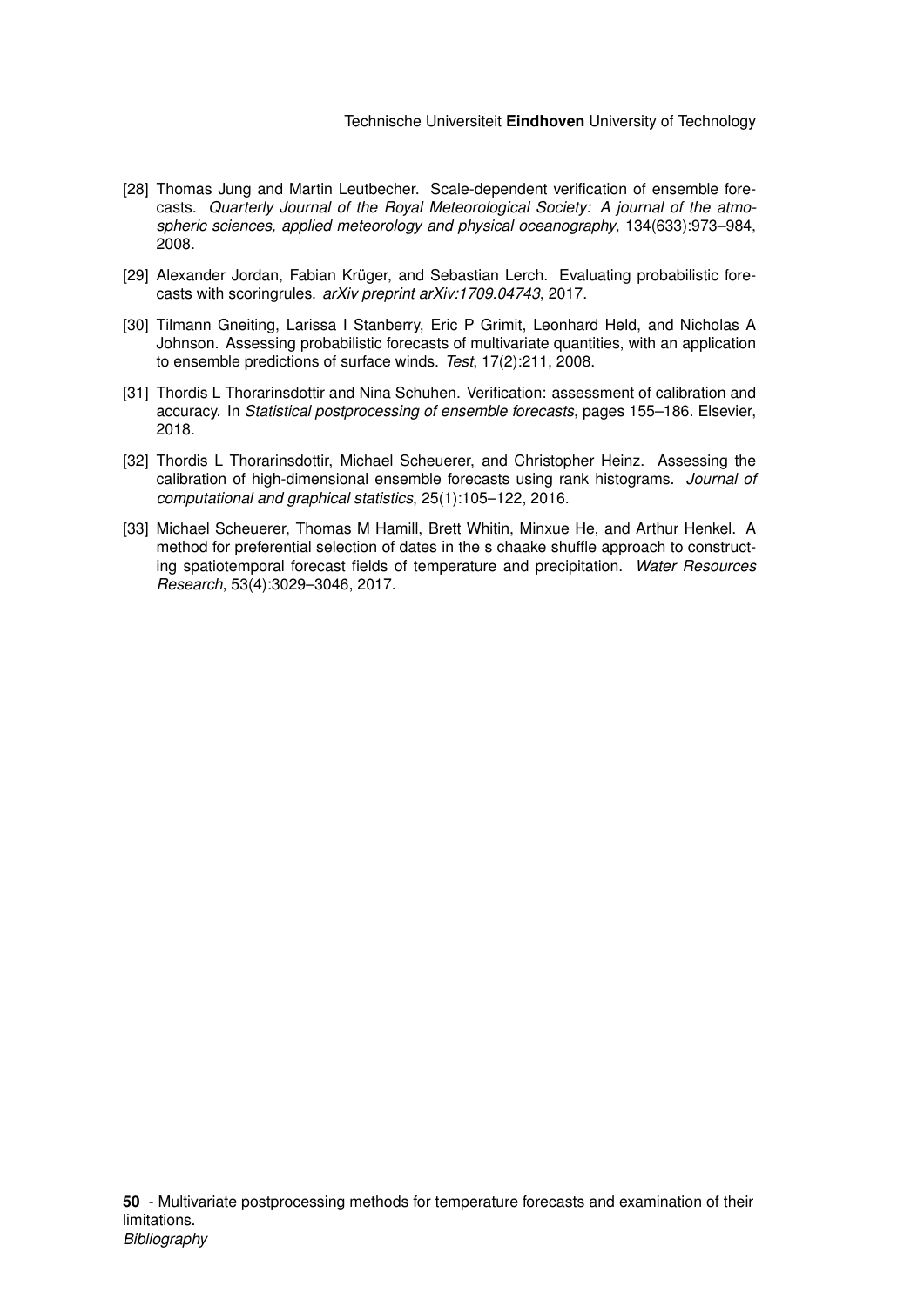[28] Thomas Jung and Martin Leutbecher. Scale-dependent verification of ensemble forecasts. *Quarterly Journal of the Royal Meteorological Society: A journal of the atmospheric sciences, applied meteorology and physical oceanography*, 134(633):973–984, 2008.

[29] Alexander Jordan, Fabian Krüger, and Sebastian Lerch. Evaluating probabilistic forecasts with scoringrules. *arXiv preprint arXiv:1709.04743*, 2017.

[30] Tilmann Gneiting, Larissa I Stanberry, Eric P Grimit, Leonhard Held, and Nicholas A Johnson. Assessing probabilistic forecasts of multivariate quantities, with an application to ensemble predictions of surface winds. *Test*, 17(2):211, 2008.

[31] Thordis L Thorarinsdottir and Nina Schuhen. Verification: assessment of calibration and accuracy. In *Statistical postprocessing of ensemble forecasts*, pages 155–186. Elsevier, 2018.

[32] Thordis L Thorarinsdottir, Michael Scheuerer, and Christopher Heinz. Assessing the calibration of high-dimensional ensemble forecasts using rank histograms. *Journal of computational and graphical statistics*, 25(1):105–122, 2016.

[33] Michael Scheuerer, Thomas M Hamill, Brett Whitin, Minxue He, and Arthur Henkel. A method for preferential selection of dates in the s chaake shuffle approach to constructing spatiotemporal forecast fields of temperature and precipitation. *Water Resources Research*, 53(4):3029–3046, 2017.